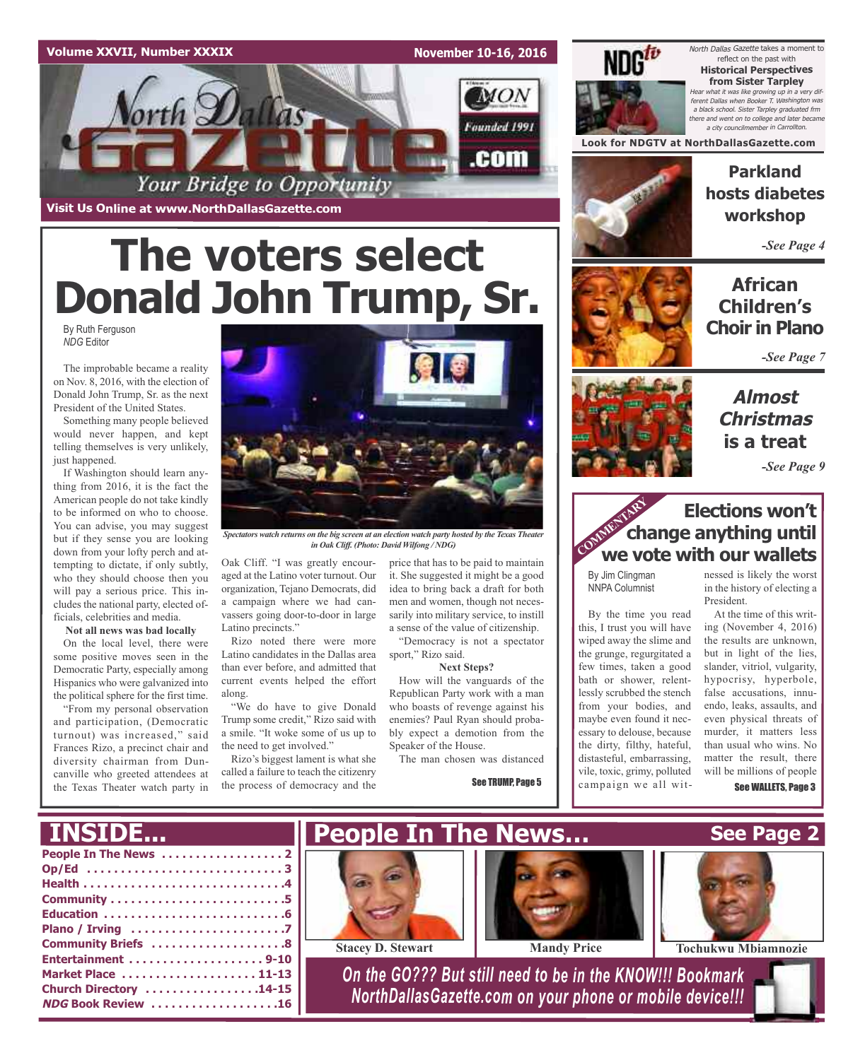Volume XXVII, Number XXXIX

November 10-16, 2016

# North Dallas Gazette

*Your Bridge to Opportunity*

Founded 1991

Visit Us Online at www.NorthDallasGazette.com

# The voters select Donald John Trump, Sr.

By Ruth Ferguson
*NDG* Editor

The improbable became a reality on Nov. 8, 2016, with the election of Donald John Trump, Sr. as the next President of the United States.

Something many people believed would never happen, and kept telling themselves is very unlikely, just happened.

If Washington should learn anything from 2016, it is the fact the American people do not take kindly to be informed on who to choose. You can advise, you may suggest but if they sense you are looking down from your lofty perch and attempting to dictate, if only subtly, who they should choose then you will pay a serious price. This includes the national party, elected officials, celebrities and media.

**Not all news was bad locally**

On the local level, there were some positive moves seen in the Democratic Party, especially among Hispanics who were galvanized into the political sphere for the first time.

"From my personal observation and participation, (Democratic turnout) was increased," said Frances Rizo, a precinct chair and diversity chairman from Duncanville who greeted attendees at the Texas Theater watch party in Oak Cliff. "I was greatly encouraged at the Latino voter turnout. Our organization, Tejano Democrats, did a campaign where we had canvassers going door-to-door in large Latino precincts."

*Spectators watch returns on the big screen at an election watch party hosted by the Texas Theater in Oak Cliff. (Photo: David Wilfong / NDG)*

Rizo noted there were more Latino candidates in the Dallas area than ever before, and admitted that current events helped the effort along.

"We do have to give Donald Trump some credit," Rizo said with a smile. "It woke some of us up to the need to get involved."

Rizo's biggest lament is what she called a failure to teach the citizenry the process of democracy and the price that has to be paid to maintain it. She suggested it might be a good idea to bring back a draft for both men and women, though not necessarily into military service, to instill a sense of the value of citizenship.

"Democracy is not a spectator sport," Rizo said.

**Next Steps?**

How will the vanguards of the Republican Party work with a man who boasts of revenge against his enemies? Paul Ryan should probably expect a demotion from the Speaker of the House.

The man chosen was distanced

See TRUMP, Page 5

---

NDGtv

*North Dallas Gazette* takes a moment to reflect on the past with

**Historical Perspectives from Sister Tarpley**

*Hear what it was like growing up in a very different Dallas when Booker T. Washington was a black school. Sister Tarpley graduated frm there and went on to college and later became a city councilmember in Carrollton.*

**Look for NDGTV at NorthDallasGazette.com**

---

## Parkland hosts diabetes workshop

*-See Page 4*

## African Children's Choir in Plano

*-See Page 7*

## *Almost Christmas* is a treat

*-See Page 9*

---

COMMENTARY

## Elections won't change anything until we vote with our wallets

By Jim Clingman
NNPA Columnist

By the time you read this, I trust you will have wiped away the slime and the grunge, regurgitated a few times, taken a good bath or shower, relentlessly scrubbed the stench from your bodies, and maybe even found it necessary to delouse, because the dirty, filthy, hateful, distasteful, embarrassing, vile, toxic, grimy, polluted campaign we all witnessed is likely the worst in the history of electing a President.

At the time of this writing (November 4, 2016) the results are unknown, but in light of the lies, slander, vitriol, vulgarity, hypocrisy, hyperbole, false accusations, innuendo, leaks, assaults, and even physical threats of murder, it matters less than usual who wins. No matter the result, there will be millions of people

See WALLETS, Page 3

---

## INSIDE...

- People In The News . . . . . . . . . . . . . . . . . 2
- Op/Ed . . . . . . . . . . . . . . . . . . . . . . . . . . . 3
- Health . . . . . . . . . . . . . . . . . . . . . . . . . . . .4
- Community . . . . . . . . . . . . . . . . . . . . . . . . .5
- Education . . . . . . . . . . . . . . . . . . . . . . . . . .6
- Plano / Irving . . . . . . . . . . . . . . . . . . . . . . .7
- Community Briefs . . . . . . . . . . . . . . . . . . .8
- Entertainment . . . . . . . . . . . . . . . . . . . 9-10
- Market Place . . . . . . . . . . . . . . . . . . . 11-13
- Church Directory . . . . . . . . . . . . . . . .14-15
- *NDG* Book Review . . . . . . . . . . . . . . . . . .16

## People In The News... See Page 2

Stacey D. Stewart | Mandy Price | Tochukwu Mbiamnozie

*On the GO??? But still need to be in the KNOW!!! Bookmark NorthDallasGazette.com on your phone or mobile device!!!*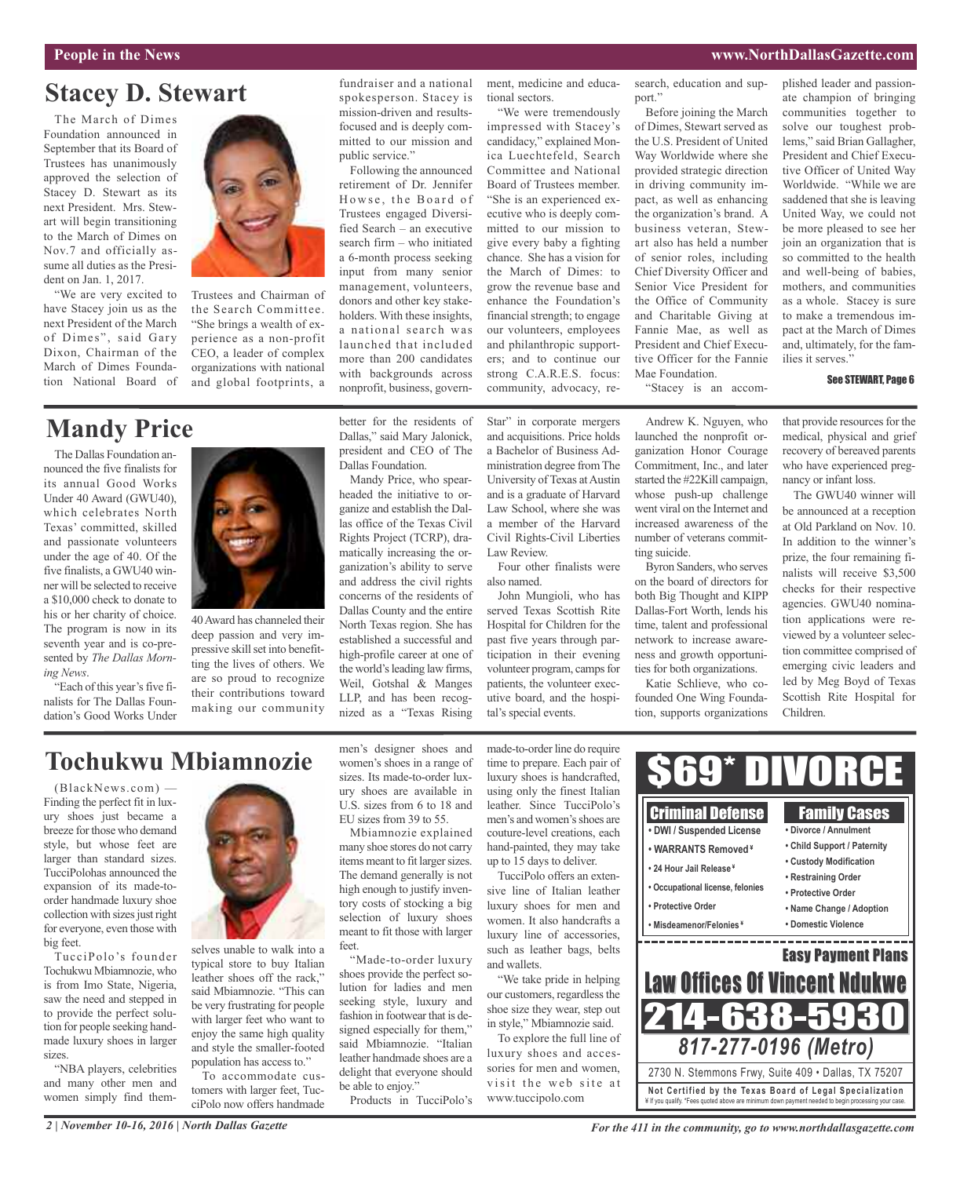## Stacey D. Stewart

The March of Dimes Foundation announced in September that its Board of Trustees has unanimously approved the selection of Stacey D. Stewart as its next President. Mrs. Stewart will begin transitioning to the March of Dimes on Nov.7 and officially assume all duties as the President on Jan. 1, 2017.

"We are very excited to have Stacey join us as the next President of the March of Dimes", said Gary Dixon, Chairman of the March of Dimes Foundation National Board of Trustees and Chairman of the Search Committee. "She brings a wealth of experience as a non-profit CEO, a leader of complex organizations with national and global footprints, a fundraiser and a national spokesperson. Stacey is mission-driven and results-focused and is deeply committed to our mission and public service."

Following the announced retirement of Dr. Jennifer Howse, the Board of Trustees engaged Diversified Search – an executive search firm – who initiated a 6-month process seeking input from many senior management, volunteers, donors and other key stakeholders. With these insights, a national search was launched that included more than 200 candidates with backgrounds across nonprofit, business, government, medicine and educational sectors.

"We were tremendously impressed with Stacey's candidacy," explained Monica Luechtefeld, Search Committee and National Board of Trustees member. "She is an experienced executive who is deeply committed to our mission to give every baby a fighting chance. She has a vision for the March of Dimes: to grow the revenue base and enhance the Foundation's financial strength; to engage our volunteers, employees and philanthropic supporters; and to continue our strong C.A.R.E.S. focus: community, advocacy, research, education and support."

Before joining the March of Dimes, Stewart served as the U.S. President of United Way Worldwide where she provided strategic direction in driving community impact, as well as enhancing the organization's brand. A business veteran, Stewart also has held a number of senior roles, including Chief Diversity Officer and Senior Vice President for the Office of Community and Charitable Giving at Fannie Mae, as well as President and Chief Executive Officer for the Fannie Mae Foundation.

"Stacey is an accomplished leader and passionate champion of bringing communities together to solve our toughest problems," said Brian Gallagher, President and Chief Executive Officer of United Way Worldwide. "While we are saddened that she is leaving United Way, we could not be more pleased to see her join an organization that is so committed to the health and well-being of babies, mothers, and communities as a whole. Stacey is sure to make a tremendous impact at the March of Dimes and, ultimately, for the families it serves."

**See STEWART, Page 6**

## Mandy Price

The Dallas Foundation announced the five finalists for its annual Good Works Under 40 Award (GWU40), which celebrates North Texas' committed, skilled and passionate volunteers under the age of 40. Of the five finalists, a GWU40 winner will be selected to receive a $10,000 check to donate to his or her charity of choice. The program is now in its seventh year and is co-presented by *The Dallas Morning News*.

"Each of this year's five finalists for The Dallas Foundation's Good Works Under 40 Award has channeled their deep passion and very impressive skill set into benefitting the lives of others. We are so proud to recognize their contributions toward making our community better for the residents of Dallas," said Mary Jalonick, president and CEO of The Dallas Foundation.

Mandy Price, who spearheaded the initiative to organize and establish the Dallas office of the Texas Civil Rights Project (TCRP), dramatically increasing the organization's ability to serve and address the civil rights concerns of the residents of Dallas County and the entire North Texas region. She has established a successful and high-profile career at one of the world's leading law firms, Weil, Gotshal & Manges LLP, and has been recognized as a "Texas Rising Star" in corporate mergers and acquisitions. Price holds a Bachelor of Business Administration degree from The University of Texas at Austin and is a graduate of Harvard Law School, where she was a member of the Harvard Civil Rights-Civil Liberties Law Review.

Four other finalists were also named.

John Mungioli, who has served Texas Scottish Rite Hospital for Children for the past five years through participation in their evening volunteer program, camps for patients, the volunteer executive board, and the hospital's special events.

Andrew K. Nguyen, who launched the nonprofit organization Honor Courage Commitment, Inc., and later started the #22Kill campaign, whose push-up challenge went viral on the Internet and increased awareness of the number of veterans committing suicide.

Byron Sanders, who serves on the board of directors for both Big Thought and KIPP Dallas-Fort Worth, lends his time, talent and professional network to increase awareness and growth opportunities for both organizations.

Katie Schlieve, who co-founded One Wing Foundation, supports organizations that provide resources for the medical, physical and grief recovery of bereaved parents who have experienced pregnancy or infant loss.

The GWU40 winner will be announced at a reception at Old Parkland on Nov. 10. In addition to the winner's prize, the four remaining finalists will receive $3,500 checks for their respective agencies. GWU40 nomination applications were reviewed by a volunteer selection committee comprised of emerging civic leaders and led by Meg Boyd of Texas Scottish Rite Hospital for Children.

## Tochukwu Mbiamnozie

(BlackNews.com) — Finding the perfect fit in luxury shoes just became a breeze for those who demand style, but whose feet are larger than standard sizes. TucciPolohas announced the expansion of its made-to-order handmade luxury shoe collection with sizes just right for everyone, even those with big feet.

TucciPolo's founder Tochukwu Mbiamnozie, who is from Imo State, Nigeria, saw the need and stepped in to provide the perfect solution for people seeking handmade luxury shoes in larger sizes.

"NBA players, celebrities and many other men and women simply find themselves unable to walk into a typical store to buy Italian leather shoes off the rack," said Mbiamnozie. "This can be very frustrating for people with larger feet who want to enjoy the same high quality and style the smaller-footed population has access to."

To accommodate customers with larger feet, TucciPolo now offers handmade men's designer shoes and women's shoes in a range of sizes. Its made-to-order luxury shoes are available in U.S. sizes from 6 to 18 and EU sizes from 39 to 55.

Mbiamnozie explained many shoe stores do not carry items meant to fit larger sizes. The demand generally is not high enough to justify inventory costs of stocking a big selection of luxury shoes meant to fit those with larger feet.

"Made-to-order luxury shoes provide the perfect solution for ladies and men seeking style, luxury and fashion in footwear that is designed especially for them," said Mbiamnozie. "Italian leather handmade shoes are a delight that everyone should be able to enjoy."

Products in TucciPolo's made-to-order line do require time to prepare. Each pair of luxury shoes is handcrafted, using only the finest Italian leather. Since TucciPolo's men's and women's shoes are couture-level creations, each hand-painted, they may take up to 15 days to deliver.

TucciPolo offers an extensive line of Italian leather luxury shoes for men and women. It also handcrafts a luxury line of accessories, such as leather bags, belts and wallets.

"We take pride in helping our customers, regardless the shoe size they wear, step out in style," Mbiamnozie said.

To explore the full line of luxury shoes and accessories for men and women, visit the web site at www.tuccipolo.com

---

# $69* DIVORCE

**Criminal Defense**
- DWI / Suspended License
- WARRANTS Removed ¥
- 24 Hour Jail Release ¥
- Occupational license, felonies
- Protective Order
- Misdeameanor/Felonies ¥

**Family Cases**
- Divorce / Annulment
- Child Support / Paternity
- Custody Modification
- Restraining Order
- Protective Order
- Name Change / Adoption
- Domestic Violence

**Easy Payment Plans**

**Law Offices Of Vincent Ndukwe**

**214-638-5930**

**817-277-0196 (Metro)**

2730 N. Stemmons Frwy, Suite 409 • Dallas, TX 75207

**Not Certified by the Texas Board of Legal Specialization**

¥ If you qualify. *Fees quoted above are minimum down payment needed to begin processing your case.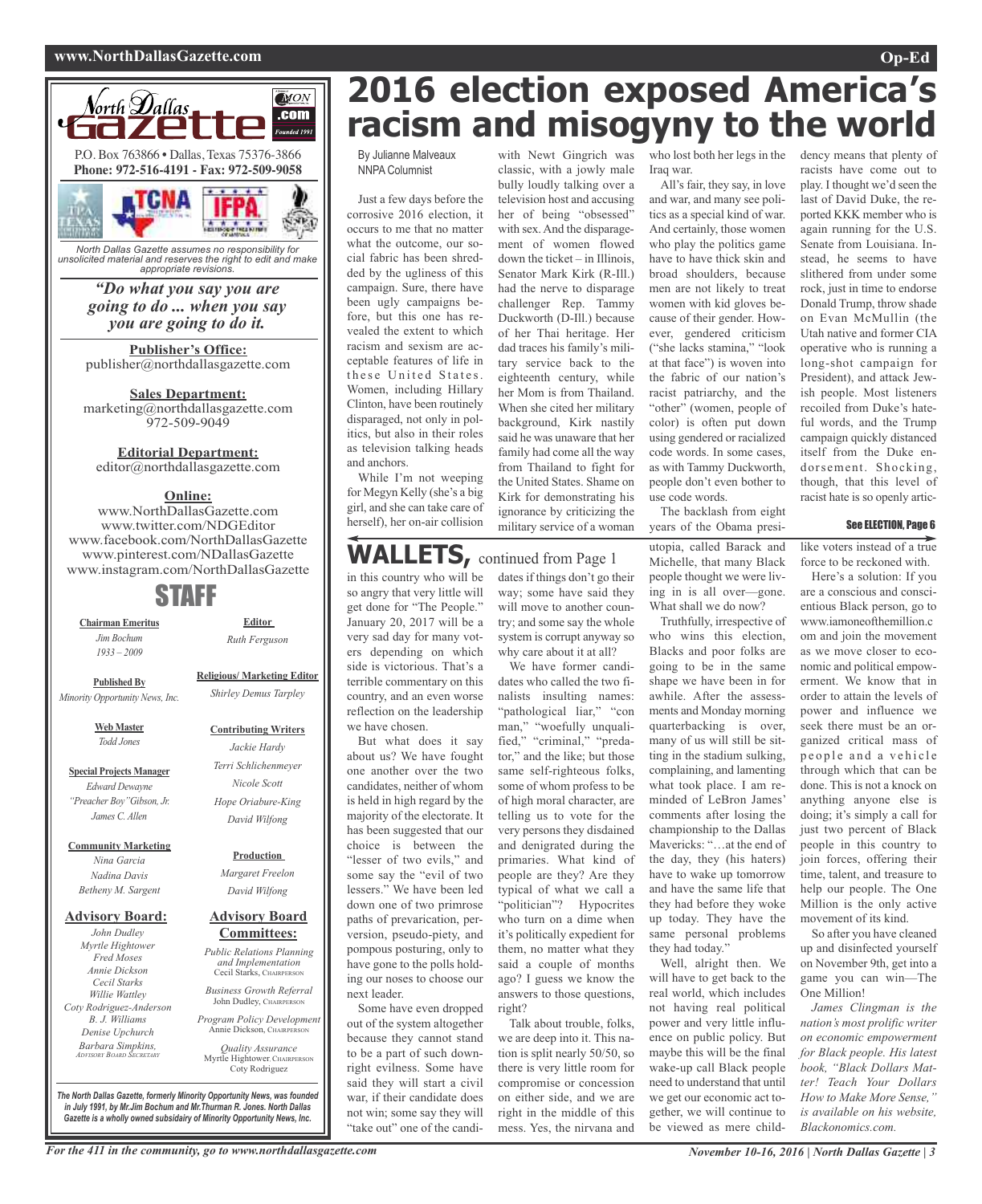North Dallas Gazette

P.O. Box 763866 • Dallas, Texas 75376-3866
**Phone: 972-516-4191 - Fax: 972-509-9058**

*North Dallas Gazette assumes no responsibility for unsolicited material and reserves the right to edit and make appropriate revisions.*

***"Do what you say you are going to do ... when you say you are going to do it.***

**Publisher's Office:**
publisher@northdallasgazette.com

**Sales Department:**
marketing@northdallasgazette.com
972-509-9049

**Editorial Department:**
editor@northdallasgazette.com

**Online:**
www.NorthDallasGazette.com
www.twitter.com/NDGEditor
www.facebook.com/NorthDallasGazette
www.pinterest.com/NDallasGazette
www.instagram.com/NorthDallasGazette

## STAFF

**Chairman Emeritus**
*Jim Bochum*
*1933 – 2009*

**Published By**
*Minority Opportunity News, Inc.*

**Web Master**
*Todd Jones*

**Special Projects Manager**
*Edward Dewayne "Preacher Boy" Gibson, Jr.*
*James C. Allen*

**Community Marketing**
*Nina Garcia*
*Nadina Davis*
*Betheny M. Sargent*

**Advisory Board:**
*John Dudley*
*Myrtle Hightower*
*Fred Moses*
*Annie Dickson*
*Cecil Starks*
*Willie Wattley*
*Coty Rodriguez-Anderson*
*B. J. Williams*
*Denise Upchurch*
*Barbara Simpkins, Advisory Board Secretary*

**Editor**
*Ruth Ferguson*

**Religious/ Marketing Editor**
*Shirley Demus Tarpley*

**Contributing Writers**
*Jackie Hardy*
*Terri Schlichenmeyer*
*Nicole Scott*
*Hope Oriabure-King*
*David Wilfong*

**Production**
*Margaret Freelon*
*David Wilfong*

**Advisory Board Committees:**
*Public Relations Planning and Implementation*
Cecil Starks, Chairperson

*Business Growth Referral*
John Dudley, Chairperson

*Program Policy Development*
Annie Dickson, Chairperson

*Quality Assurance*
Myrtle Hightower, Chairperson
Coty Rodriguez

*The North Dallas Gazette, formerly Minority Opportunity News, was founded in July 1991, by Mr.Jim Bochum and Mr.Thurman R. Jones. North Dallas Gazette is a wholly owned subsidairy of Minority Opportunity News, Inc.*

# 2016 election exposed America's racism and misogyny to the world

By Julianne Malveaux
NNPA Columnist

Just a few days before the corrosive 2016 election, it occurs to me that no matter what the outcome, our social fabric has been shredded by the ugliness of this campaign. Sure, there have been ugly campaigns before, but this one has revealed the extent to which racism and sexism are acceptable features of life in these United States. Women, including Hillary Clinton, have been routinely disparaged, not only in politics, but also in their roles as television talking heads and anchors.

While I'm not weeping for Megyn Kelly (she's a big girl, and she can take care of herself), her on-air collision with Newt Gingrich was classic, with a jowly male bully loudly talking over a television host and accusing her of being "obsessed" with sex. And the disparagement of women flowed down the ticket – in Illinois, Senator Mark Kirk (R-Ill.) had the nerve to disparage challenger Rep. Tammy Duckworth (D-Ill.) because of her Thai heritage. Her dad traces his family's military service back to the eighteenth century, while her Mom is from Thailand. When she cited her military background, Kirk nastily said he was unaware that her family had come all the way from Thailand to fight for the United States. Shame on Kirk for demonstrating his ignorance by criticizing the military service of a woman who lost both her legs in the Iraq war.

All's fair, they say, in love and war, and many see politics as a special kind of war. And certainly, those women who play the politics game have to have thick skin and broad shoulders, because men are not likely to treat women with kid gloves because of their gender. However, gendered criticism ("she lacks stamina," "look at that face") is woven into the fabric of our nation's racist patriarchy, and the "other" (women, people of color) is often put down using gendered or racialized code words. In some cases, as with Tammy Duckworth, people don't even bother to use code words.

The backlash from eight years of the Obama presidency means that plenty of racists have come out to play. I thought we'd seen the last of David Duke, the reported KKK member who is again running for the U.S. Senate from Louisiana. Instead, he seems to have slithered from under some rock, just in time to endorse Donald Trump, throw shade on Evan McMullin (the Utah native and former CIA operative who is running a long-shot campaign for President), and attack Jewish people. Most listeners recoiled from Duke's hateful words, and the Trump campaign quickly distanced itself from the Duke endorsement. Shocking, though, that this level of racist hate is so openly artic-

**See ELECTION, Page 6**

## WALLETS, continued from Page 1

in this country who will be so angry that very little will get done for "The People." January 20, 2017 will be a very sad day for many voters depending on which side is victorious. That's a terrible commentary on this country, and an even worse reflection on the leadership we have chosen.

But what does it say about us? We have fought one another over the two candidates, neither of whom is held in high regard by the majority of the electorate. It has been suggested that our choice is between the "lesser of two evils," and some say the "evil of two lessers." We have been led down one of two primrose paths of prevarication, perversion, pseudo-piety, and pompous posturing, only to have gone to the polls holding our noses to choose our next leader.

Some have even dropped out of the system altogether because they cannot stand to be a part of such downright evilness. Some have said they will start a civil war, if their candidate does not win; some say they will "take out" one of the candidates if things don't go their way; some have said they will move to another country; and some say the whole system is corrupt anyway so why care about it at all?

We have former candidates who called the two finalists insulting names: "pathological liar," "con man," "woefully unqualified," "criminal," "predator," and the like; but those same self-righteous folks, some of whom profess to be of high moral character, are telling us to vote for the very persons they disdained and denigrated during the primaries. What kind of people are they? Are they typical of what we call a "politician"? Hypocrites who turn on a dime when it's politically expedient for them, no matter what they said a couple of months ago? I guess we know the answers to those questions, right?

Talk about trouble, folks, we are deep into it. This nation is split nearly 50/50, so there is very little room for compromise or concession on either side, and we are right in the middle of this mess. Yes, the nirvana and utopia, called Barack and Michelle, that many Black people thought we were living in is all over—gone. What shall we do now?

Truthfully, irrespective of who wins this election, Blacks and poor folks are going to be in the same shape we have been in for awhile. After the assessments and Monday morning quarterbacking is over, many of us will still be sitting in the stadium sulking, complaining, and lamenting what took place. I am reminded of LeBron James' comments after losing the championship to the Dallas Mavericks: "…at the end of the day, they (his haters) have to wake up tomorrow and have the same life that they had before they woke up today. They have the same personal problems they had today."

Well, alright then. We will have to get back to the real world, which includes not having real political power and very little influence on public policy. But maybe this will be the final wake-up call Black people need to understand that until we get our economic act together, we will continue to be viewed as mere child-like voters instead of a true force to be reckoned with.

Here's a solution: If you are a conscious and conscientious Black person, go to www.iamoneofthemillion.com and join the movement as we move closer to economic and political empowerment. We know that in order to attain the levels of power and influence we seek there must be an organized critical mass of people and a vehicle through which that can be done. This is not a knock on anything anyone else is doing; it's simply a call for just two percent of Black people in this country to join forces, offering their time, talent, and treasure to help our people. The One Million is the only active movement of its kind.

So after you have cleaned up and disinfected yourself on November 9th, get into a game you can win—The One Million!

*James Clingman is the nation's most prolific writer on economic empowerment for Black people. His latest book, "Black Dollars Matter! Teach Your Dollars How to Make More Sense," is available on his website, Blackonomics.com.*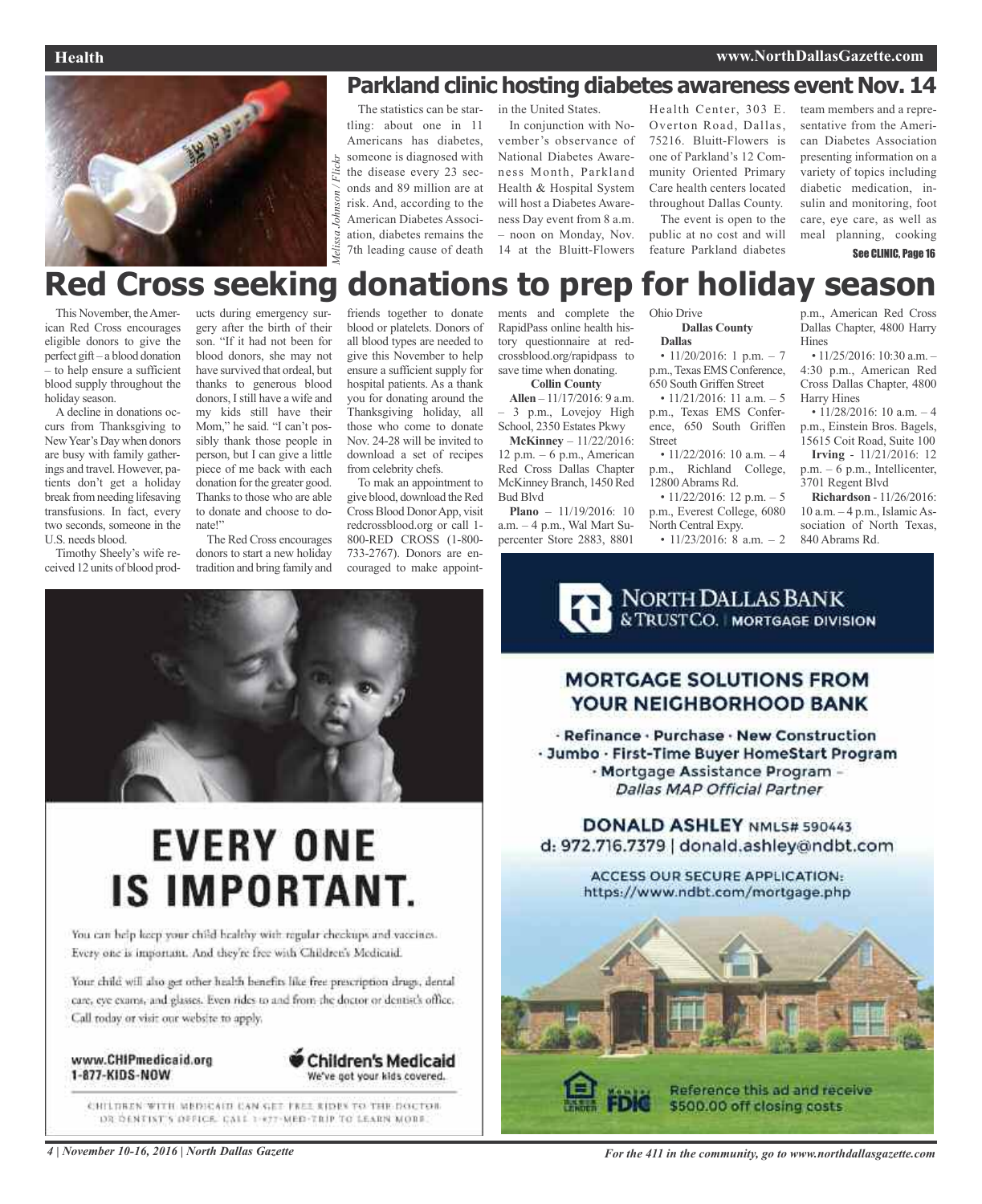## Parkland clinic hosting diabetes awareness event Nov. 14

*Melissa Johnson / Flickr*

The statistics can be startling: about one in 11 Americans has diabetes, someone is diagnosed with the disease every 23 seconds and 89 million are at risk. And, according to the American Diabetes Association, diabetes remains the 7th leading cause of death in the United States.

In conjunction with November's observance of National Diabetes Awareness Month, Parkland Health & Hospital System will host a Diabetes Awareness Day event from 8 a.m. – noon on Monday, Nov. 14 at the Bluitt-Flowers Health Center, 303 E. Overton Road, Dallas, 75216. Bluitt-Flowers is one of Parkland's 12 Community Oriented Primary Care health centers located throughout Dallas County.

The event is open to the public at no cost and will feature Parkland diabetes team members and a representative from the American Diabetes Association presenting information on a variety of topics including diabetic medication, insulin and monitoring, foot care, eye care, as well as meal planning, cooking

See CLINIC, Page 16

# Red Cross seeking donations to prep for holiday season

This November, the American Red Cross encourages eligible donors to give the perfect gift – a blood donation – to help ensure a sufficient blood supply throughout the holiday season.

A decline in donations occurs from Thanksgiving to New Year's Day when donors are busy with family gatherings and travel. However, patients don't get a holiday break from needing lifesaving transfusions. In fact, every two seconds, someone in the U.S. needs blood.

Timothy Sheely's wife received 12 units of blood products during emergency surgery after the birth of their son. "If it had not been for blood donors, she may not have survived that ordeal, but thanks to generous blood donors, I still have a wife and my kids still have their Mom," he said. "I can't possibly thank those people in person, but I can give a little piece of me back with each donation for the greater good. Thanks to those who are able to donate and choose to donate!"

The Red Cross encourages donors to start a new holiday tradition and bring family and friends together to donate blood or platelets. Donors of all blood types are needed to give this November to help ensure a sufficient supply for hospital patients. As a thank you for donating around the Thanksgiving holiday, all those who come to donate Nov. 24-28 will be invited to download a set of recipes from celebrity chefs.

To mak an appointment to give blood, download the Red Cross Blood Donor App, visit redcrossblood.org or call 1-800-RED CROSS (1-800-733-2767). Donors are encouraged to make appointments and complete the RapidPass online health history questionnaire at redcrossblood.org/rapidpass to save time when donating.

**Collin County**

**Allen** – 11/17/2016: 9 a.m. – 3 p.m., Lovejoy High School, 2350 Estates Pkwy

**McKinney** – 11/22/2016: 12 p.m. – 6 p.m., American Red Cross Dallas Chapter McKinney Branch, 1450 Red Bud Blvd

**Plano** – 11/19/2016: 10 a.m. – 4 p.m., Wal Mart Supercenter Store 2883, 8801 Ohio Drive

**Dallas County**

**Dallas**

- 11/20/2016: 1 p.m. – 7 p.m., Texas EMS Conference, 650 South Griffen Street
- 11/21/2016: 11 a.m. – 5 p.m., Texas EMS Conference, 650 South Griffen Street
- 11/22/2016: 10 a.m. – 4 p.m., Richland College, 12800 Abrams Rd.
- 11/22/2016: 12 p.m. – 5 p.m., Everest College, 6080 North Central Expy.
- 11/23/2016: 8 a.m. – 2 p.m., American Red Cross Dallas Chapter, 4800 Harry Hines
- 11/25/2016: 10:30 a.m. – 4:30 p.m., American Red Cross Dallas Chapter, 4800 Harry Hines
- 11/28/2016: 10 a.m. – 4 p.m., Einstein Bros. Bagels, 15615 Coit Road, Suite 100

**Irving** - 11/21/2016: 12 p.m. – 6 p.m., Intellicenter, 3701 Regent Blvd

**Richardson** - 11/26/2016: 10 a.m. – 4 p.m., Islamic Association of North Texas, 840 Abrams Rd.

---

**EVERY ONE IS IMPORTANT.**

You can help keep your child healthy with regular checkups and vaccines. Every one is important. And they're free with Children's Medicaid.

Your child will also get other health benefits like free prescription drugs, dental care, eye exams, and glasses. Even rides to and from the doctor or dentist's office. Call today or visit our website to apply.

www.CHIPmedicaid.org
1-877-KIDS-NOW

Children's Medicaid
We've got your kids covered.

CHILDREN WITH MEDICAID CAN GET FREE RIDES TO THE DOCTOR OR DENTIST'S OFFICE. CALL 1-877-MED-TRIP TO LEARN MORE.

---

**NORTH DALLAS BANK & TRUST CO.** | MORTGAGE DIVISION

**MORTGAGE SOLUTIONS FROM YOUR NEIGHBORHOOD BANK**

· Refinance · Purchase · New Construction
· Jumbo · First-Time Buyer HomeStart Program
· Mortgage Assistance Program – *Dallas MAP Official Partner*

**DONALD ASHLEY** NMLS# 590443
d: 972.716.7379 | donald.ashley@ndbt.com

ACCESS OUR SECURE APPLICATION:
https://www.ndbt.com/mortgage.php

Member FDIC

Reference this ad and receive $500.00 off closing costs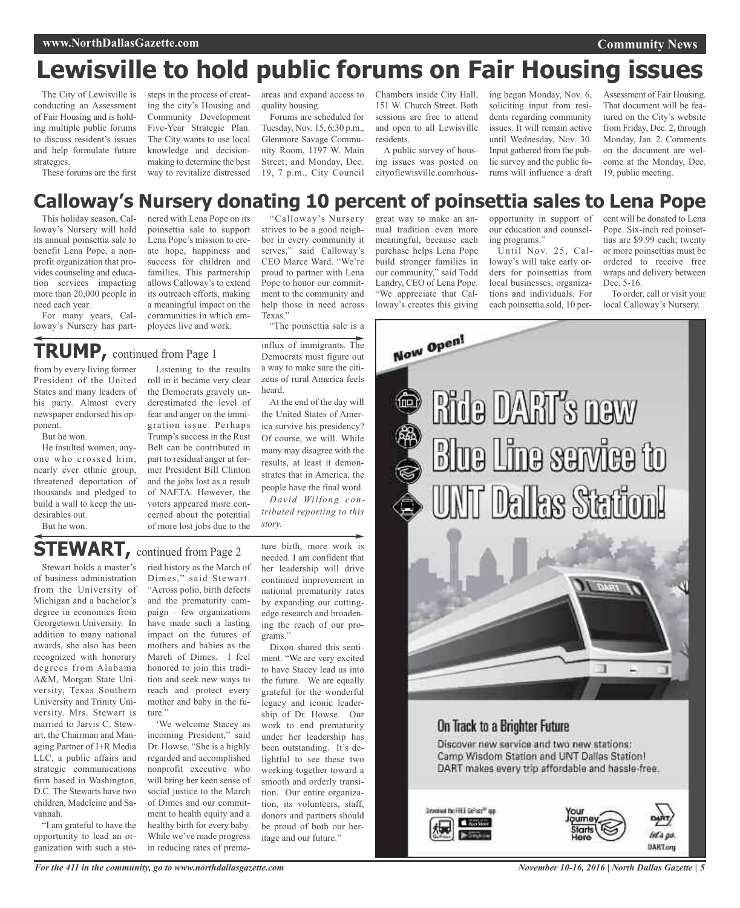# Lewisville to hold public forums on Fair Housing issues

The City of Lewisville is conducting an Assessment of Fair Housing and is holding multiple public forums to discuss resident's issues and help formulate future strategies.

These forums are the first steps in the process of creating the city's Housing and Community Development Five-Year Strategic Plan. The City wants to use local knowledge and decision-making to determine the best way to revitalize distressed areas and expand access to quality housing.

Forums are scheduled for Tuesday, Nov. 15, 6:30 p.m., Glenmore Savage Community Room, 1197 W. Main Street; and Monday, Dec. 19, 7 p.m., City Council Chambers inside City Hall, 151 W. Church Street. Both sessions are free to attend and open to all Lewisville residents.

A public survey of housing issues was posted on cityoflewisville.com/housing began Monday, Nov. 6, soliciting input from residents regarding community issues. It will remain active until Wednesday, Nov. 30. Input gathered from the public survey and the public forums will influence a draft Assessment of Fair Housing. That document will be featured on the City's website from Friday, Dec. 2, through Monday, Jan. 2. Comments on the document are welcome at the Monday, Dec. 19, public meeting.

# Calloway's Nursery donating 10 percent of poinsettia sales to Lena Pope

This holiday season, Calloway's Nursery will hold its annual poinsettia sale to benefit Lena Pope, a nonprofit organization that provides counseling and education services impacting more than 20,000 people in need each year.

For many years, Calloway's Nursery has partnered with Lena Pope on its poinsettia sale to support Lena Pope's mission to create hope, happiness and success for children and families. This partnership allows Calloway's to extend its outreach efforts, making a meaningful impact on the communities in which employees live and work.

"Calloway's Nursery strives to be a good neighbor in every community it serves," said Calloway's CEO Marce Ward. "We're proud to partner with Lena Pope to honor our commitment to the community and help those in need across Texas."

"The poinsettia sale is a great way to make an annual tradition even more meaningful, because each purchase helps Lena Pope build stronger families in our community," said Todd Landry, CEO of Lena Pope. "We appreciate that Calloway's creates this giving opportunity in support of our education and counseling programs."

Until Nov. 25, Calloway's will take early orders for poinsettias from local businesses, organizations and individuals. For each poinsettia sold, 10 percent will be donated to Lena Pope. Six-inch red poinsettias are $9.99 each; twenty or more poinsettias must be ordered to receive free wraps and delivery between Dec. 5-16.

To order, call or visit your local Calloway's Nursery.

## TRUMP, continued from Page 1

from by every living former President of the United States and many leaders of his party. Almost every newspaper endorsed his opponent.

But he won.

He insulted women, anyone who crossed him, nearly ever ethnic group, threatened deportation of thousands and pledged to build a wall to keep the undesirables out.

But he won.

Listening to the results roll in it became very clear the Democrats gravely underestimated the level of fear and anger on the immigration issue. Perhaps Trump's success in the Rust Belt can be contributed in part to residual anger at former President Bill Clinton and the jobs lost as a result of NAFTA. However, the voters appeared more concerned about the potential of more lost jobs due to the influx of immigrants. The Democrats must figure out a way to make sure the citizens of rural America feels heard.

At the end of the day will the United States of America survive his presidency? Of course, we will. While many may disagree with the results, at least it demonstrates that in America, the people have the final word.

*David Wilfong contributed reporting to this story.*

## STEWART, continued from Page 2

Stewart holds a master's of business administration from the University of Michigan and a bachelor's degree in economics from Georgetown University. In addition to many national awards, she also has been recognized with honorary degrees from Alabama A&M, Morgan State University, Texas Southern University and Trinity University. Mrs. Stewart is married to Jarvis C. Stewart, the Chairman and Managing Partner of I+R Media LLC, a public affairs and strategic communications firm based in Washington, D.C. The Stewarts have two children, Madeleine and Savannah.

"I am grateful to have the opportunity to lead an organization with such a storied history as the March of Dimes," said Stewart. "Across polio, birth defects and the prematurity campaign – few organizations have made such a lasting impact on the futures of mothers and babies as the March of Dimes. I feel honored to join this tradition and seek new ways to reach and protect every mother and baby in the future."

'We welcome Stacey as incoming President," said Dr. Howse. "She is a highly regarded and accomplished nonprofit executive who will bring her keen sense of social justice to the March of Dimes and our commitment to health equity and a healthy birth for every baby. While we've made progress in reducing rates of premature birth, more work is needed. I am confident that her leadership will drive continued improvement in national prematurity rates by expanding our cutting-edge research and broadening the reach of our programs."

Dixon shared this sentiment. "We are very excited to have Stacey lead us into the future. We are equally grateful for the wonderful legacy and iconic leadership of Dr. Howse. Our work to end prematurity under her leadership has been outstanding. It's delightful to see these two working together toward a smooth and orderly transition. Our entire organization, its volunteers, staff, donors and partners should be proud of both our heritage and our future."

Now Open!

Ride DART's new Blue Line service to UNT Dallas Station!

On Track to a Brighter Future

Discover new service and two new stations: Camp Wisdom Station and UNT Dallas Station! DART makes every trip affordable and hassle-free.

Download the FREE GoPass app

Your Journey Starts Here

DART let's go. DART.org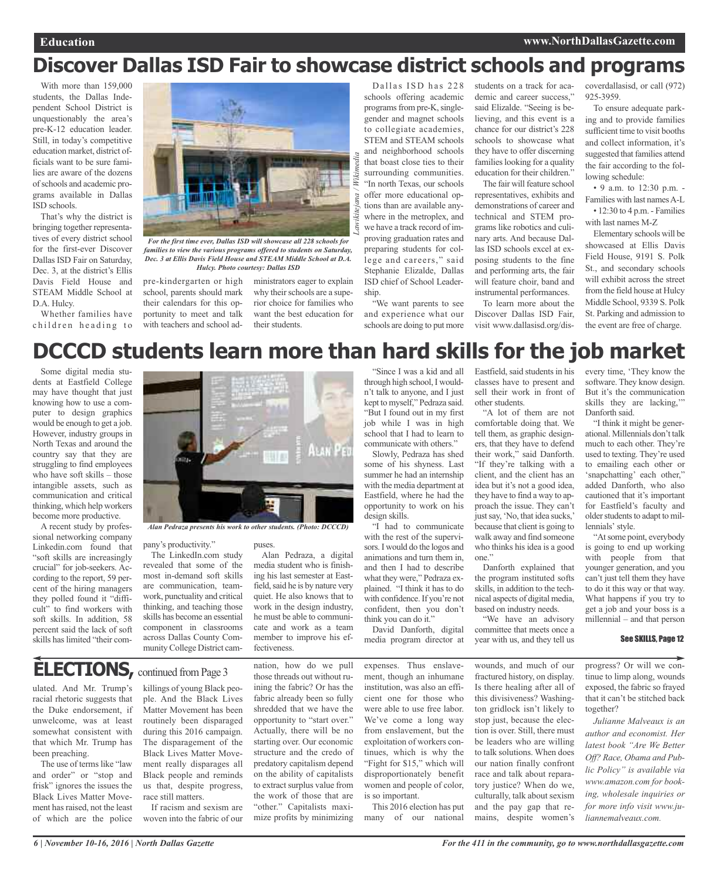# Discover Dallas ISD Fair to showcase district schools and programs

With more than 159,000 students, the Dallas Independent School District is unquestionably the area's pre-K-12 education leader. Still, in today's competitive education market, district officials want to be sure families are aware of the dozens of schools and academic programs available in Dallas ISD schools.

That's why the district is bringing together representatives of every district school for the first-ever Discover Dallas ISD Fair on Saturday, Dec. 3, at the district's Ellis Davis Field House and STEAM Middle School at D.A. Hulcy.

*For the first time ever, Dallas ISD will showcase all 228 schools for families to view the various programs offered to students on Saturday, Dec. 3 at Ellis Davis Field House and STEAM Middle School at D.A. Hulcy. Photo courtesy: Dallas ISD*

*Lawikitejana / Wikimedia*

Whether families have children heading to pre-kindergarten or high school, parents should mark their calendars for this opportunity to meet and talk with teachers and school administrators eager to explain why their schools are a superior choice for families who want the best education for their students.

Dallas ISD has 228 schools offering academic programs from pre-K, single-gender and magnet schools to collegiate academies, STEM and STEAM schools and neighborhood schools that boast close ties to their surrounding communities. "In north Texas, our schools offer more educational options than are available anywhere in the metroplex, and we have a track record of improving graduation rates and preparing students for college and careers," said Stephanie Elizalde, Dallas ISD chief of School Leadership.

"We want parents to see and experience what our schools are doing to put more students on a track for academic and career success," said Elizalde. "Seeing is believing, and this event is a chance for our district's 228 schools to showcase what they have to offer discerning families looking for a quality education for their children."

The fair will feature school representatives, exhibits and demonstrations of career and technical and STEM programs like robotics and culinary arts. And because Dallas ISD schools excel at exposing students to the fine and performing arts, the fair will feature choir, band and instrumental performances.

To learn more about the Discover Dallas ISD Fair, visit www.dallasisd.org/discoverdallasisd, or call (972) 925-3959.

To ensure adequate parking and to provide families sufficient time to visit booths and collect information, it's suggested that families attend the fair according to the following schedule:

- 9 a.m. to 12:30 p.m. - Families with last names A-L
- 12:30 to 4 p.m. - Families with last names M-Z

Elementary schools will be showcased at Ellis Davis Field House, 9191 S. Polk St., and secondary schools will exhibit across the street from the field house at Hulcy Middle School, 9339 S. Polk St. Parking and admission to the event are free of charge.

# DCCCD students learn more than hard skills for the job market

Some digital media students at Eastfield College may have thought that just knowing how to use a computer to design graphics would be enough to get a job. However, industry groups in North Texas and around the country say that they are struggling to find employees who have soft skills – those intangible assets, such as communication and critical thinking, which help workers become more productive.

A recent study by professional networking company Linkedin.com found that "soft skills are increasingly crucial" for job-seekers. According to the report, 59 percent of the hiring managers they polled found it "difficult" to find workers with soft skills. In addition, 58 percent said the lack of soft skills has limited "their company's productivity."

*Alan Pedraza presents his work to other students. (Photo: DCCCD)*

The LinkedIn.com study revealed that some of the most in-demand soft skills are communication, teamwork, punctuality and critical thinking, and teaching those skills has become an essential component in classrooms across Dallas County Community College District campuses.

Alan Pedraza, a digital media student who is finishing his last semester at Eastfield, said he is by nature very quiet. He also knows that to work in the design industry, he must be able to communicate and work as a team member to improve his effectiveness.

"Since I was a kid and all through high school, I wouldn't talk to anyone, and I just kept to myself," Pedraza said. "But I found out in my first job while I was in high school that I had to learn to communicate with others."

Slowly, Pedraza has shed some of his shyness. Last summer he had an internship with the media department at Eastfield, where he had the opportunity to work on his design skills.

"I had to communicate with the rest of the supervisors. I would do the logos and animations and turn them in, and then I had to describe what they were," Pedraza explained. "I think it has to do with confidence. If you're not confident, then you don't think you can do it."

David Danforth, digital media program director at Eastfield, said students in his classes have to present and sell their work in front of other students.

"A lot of them are not comfortable doing that. We tell them, as graphic designers, that they have to defend their work," said Danforth. "If they're talking with a client, and the client has an idea but it's not a good idea, they have to find a way to approach the issue. They can't just say, 'No, that idea sucks,' because that client is going to walk away and find someone who thinks his idea is a good one."

Danforth explained that the program instituted softs skills, in addition to the technical aspects of digital media, based on industry needs.

"We have an advisory committee that meets once a year with us, and they tell us every time, 'They know the software. They know design. But it's the communication skills they are lacking,'" Danforth said.

"I think it might be generational. Millennials don't talk much to each other. They're used to texting. They're used to emailing each other or 'snapchatting' each other," added Danforth, who also cautioned that it's important for Eastfield's faculty and older students to adapt to millennials' style.

"At some point, everybody is going to end up working with people from that younger generation, and you can't just tell them they have to do it this way or that way. What happens if you try to get a job and your boss is a millennial – and that person

**See SKILLS, Page 12**

# ELECTIONS, continued from Page 3

ulated. And Mr. Trump's racial rhetoric suggests that the Duke endorsement, if unwelcome, was at least somewhat consistent with that which Mr. Trump has been preaching.

The use of terms like "law and order" or "stop and frisk" ignores the issues the Black Lives Matter Movement has raised, not the least of which are the police killings of young Black people. And the Black Lives Matter Movement has been routinely been disparaged during this 2016 campaign. The disparagement of the Black Lives Matter Movement really disparages all Black people and reminds us that, despite progress, race still matters.

If racism and sexism are woven into the fabric of our nation, how do we pull those threads out without ruining the fabric? Or has the fabric already been so fully shredded that we have the opportunity to "start over." Actually, there will be no starting over. Our economic structure and the credo of predatory capitalism depend on the ability of capitalists to extract surplus value from the work of those that are "other." Capitalists maximize profits by minimizing expenses. Thus enslavement, though an inhumane institution, was also an efficient one for those who were able to use free labor. We've come a long way from enslavement, but the exploitation of workers continues, which is why the "Fight for $15," which will disproportionately benefit women and people of color, is so important.

This 2016 election has put many of our national wounds, and much of our fractured history, on display. Is there healing after all of this divisiveness? Washington gridlock isn't likely to stop just, because the election is over. Still, there must be leaders who are willing to talk solutions. When does our nation finally confront race and talk about reparatory justice? When do we, culturally, talk about sexism and the pay gap that remains, despite women's progress? Or will we continue to limp along, wounds exposed, the fabric so frayed that it can't be stitched back together?

*Julianne Malveaux is an author and economist. Her latest book "Are We Better Off? Race, Obama and Public Policy" is available via www.amazon.com for booking, wholesale inquiries or for more info visit www.juliannemalveaux.com.*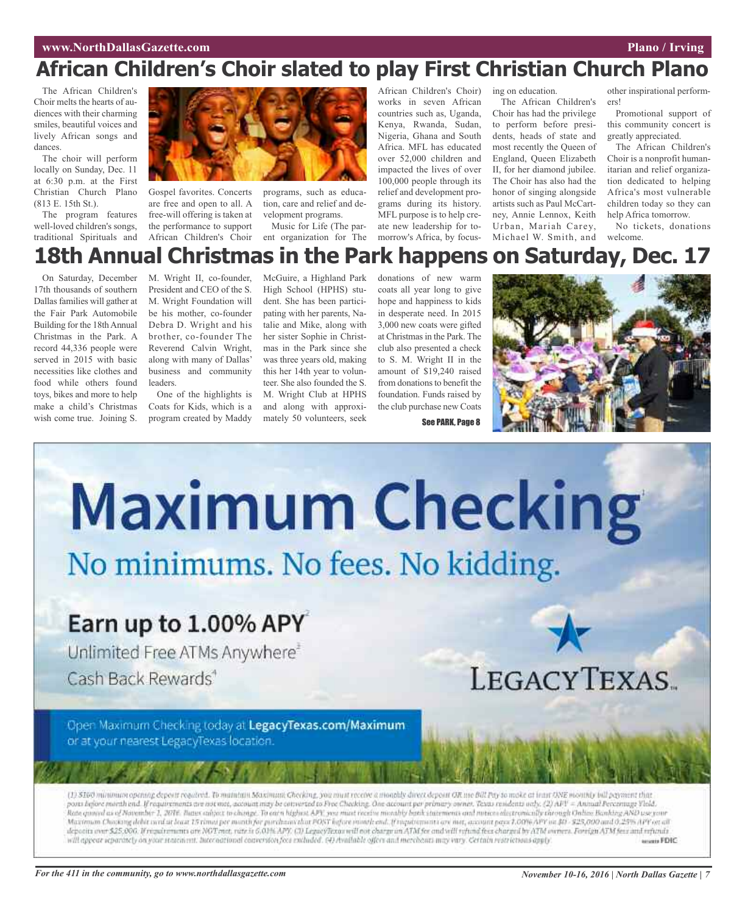# African Children's Choir slated to play First Christian Church Plano

The African Children's Choir melts the hearts of audiences with their charming smiles, beautiful voices and lively African songs and dances.

The choir will perform locally on Sunday, Dec. 11 at 6:30 p.m. at the First Christian Church Plano (813 E. 15th St.).

The program features well-loved children's songs, traditional Spirituals and Gospel favorites. Concerts are free and open to all. A free-will offering is taken at the performance to support African Children's Choir programs, such as education, care and relief and development programs.

Music for Life (The parent organization for The African Children's Choir) works in seven African countries such as, Uganda, Kenya, Rwanda, Sudan, Nigeria, Ghana and South Africa. MFL has educated over 52,000 children and impacted the lives of over 100,000 people through its relief and development programs during its history. MFL purpose is to help create new leadership for tomorrow's Africa, by focusing on education.

The African Children's Choir has had the privilege to perform before presidents, heads of state and most recently the Queen of England, Queen Elizabeth II, for her diamond jubilee. The Choir has also had the honor of singing alongside artists such as Paul McCartney, Annie Lennox, Keith Urban, Mariah Carey, Michael W. Smith, and other inspirational performers!

Promotional support of this community concert is greatly appreciated.

The African Children's Choir is a nonprofit humanitarian and relief organization dedicated to helping Africa's most vulnerable children today so they can help Africa tomorrow.

No tickets, donations welcome.

# 18th Annual Christmas in the Park happens on Saturday, Dec. 17

On Saturday, December 17th thousands of southern Dallas families will gather at the Fair Park Automobile Building for the 18th Annual Christmas in the Park. A record 44,336 people were served in 2015 with basic necessities like clothes and food while others found toys, bikes and more to help make a child's Christmas wish come true. Joining S. M. Wright II, co-founder, President and CEO of the S. M. Wright Foundation will be his mother, co-founder Debra D. Wright and his brother, co-founder The Reverend Calvin Wright, along with many of Dallas' business and community leaders.

One of the highlights is Coats for Kids, which is a program created by Maddy McGuire, a Highland Park High School (HPHS) student. She has been participating with her parents, Natalie and Mike, along with her sister Sophie in Christmas in the Park since she was three years old, making this her 14th year to volunteer. She also founded the S. M. Wright Club at HPHS and along with approximately 50 volunteers, seek donations of new warm coats all year long to give hope and happiness to kids in desperate need. In 2015 3,000 new coats were gifted at Christmas in the Park. The club also presented a check to S. M. Wright II in the amount of $19,240 raised from donations to benefit the foundation. Funds raised by the club purchase new Coats

See PARK, Page 8

# Maximum Checking[1]

No minimums. No fees. No kidding.

**Earn up to 1.00% APY[2]**

Unlimited Free ATMs Anywhere[3]

Cash Back Rewards[4]

LEGACYTEXAS

Open Maximum Checking today at **LegacyTexas.com/Maximum** or at your nearest LegacyTexas location.

(1) $100 minimum opening deposit required. To maintain Maximum Checking, you must receive a monthly direct deposit OR use Bill Pay to make at least ONE monthly bill payment that posts before month end. If requirements are not met, account may be converted to Free Checking. One account per primary owner. Texas residents only. (2) APY = Annual Percentage Yield. Rate quoted as of November 1, 2016. Rates subject to change. To earn highest APY you must receive monthly bank statements and notices electronically through Online Banking AND use your Maximum Checking debit card at least 15 times per month for purchases that POST before month end. If requirements are met, account pays 1.00% APY on $0 - $25,000 and 0.25% APY on all deposits over $25,000. If requirements are NOT met, rate is 0.01% APY. (3) LegacyTexas will not charge an ATM fee and will refund fees charged by ATM owners. Foreign ATM fees and refunds will appear separately on your statement. International conversion fees excluded. (4) Available offers and merchants may vary. Certain restrictions apply. MEMBER FDIC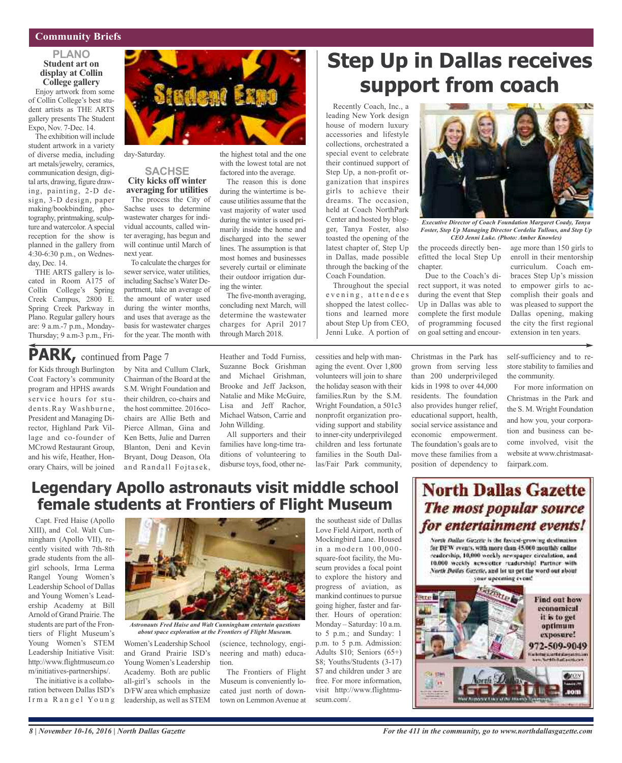## Community Briefs

### PLANO

#### Student art on display at Collin College gallery

Enjoy artwork from some of Collin College's best student artists as THE ARTS gallery presents The Student Expo, Nov. 7-Dec. 14.

The exhibition will include student artwork in a variety of diverse media, including art metals/jewelry, ceramics, communication design, digital arts, drawing, figure drawing, painting, 2-D design, 3-D design, paper making/bookbinding, photography, printmaking, sculpture and watercolor. A special reception for the show is planned in the gallery from 4:30-6:30 p.m., on Wednesday, Dec. 14.

THE ARTS gallery is located in Room A175 of Collin College's Spring Creek Campus, 2800 E. Spring Creek Parkway in Plano. Regular gallery hours are: 9 a.m.-7 p.m., Monday-Thursday; 9 a.m-3 p.m., Friday-Saturday.

### SACHSE

#### City kicks off winter averaging for utilities

The process the City of Sachse uses to determine wastewater charges for individual accounts, called winter averaging, has begun and will continue until March of next year.

To calculate the charges for sewer service, water utilities, including Sachse's Water Department, take an average of the amount of water used during the winter months, and uses that average as the basis for wastewater charges for the year. The month with the highest total and the one with the lowest total are not factored into the average.

The reason this is done during the wintertime is because utilities assume that the vast majority of water used during the winter is used primarily inside the home and discharged into the sewer lines. The assumption is that most homes and businesses severely curtail or eliminate their outdoor irrigation during the winter.

The five-month averaging, concluding next March, will determine the wastewater charges for April 2017 through March 2018.

# Step Up in Dallas receives support from coach

Recently Coach, Inc., a leading New York design house of modern luxury accessories and lifestyle collections, orchestrated a special event to celebrate their continued support of Step Up, a non-profit organization that inspires girls to achieve their dreams. The occasion, held at Coach NorthPark Center and hosted by blogger, Tanya Foster, also toasted the opening of the latest chapter of, Step Up in Dallas, made possible through the backing of the Coach Foundation.

Throughout the special evening, attendees shopped the latest collections and learned more about Step Up from CEO, Jenni Luke. A portion of the proceeds directly benefitted the local Step Up chapter.

*Executive Director of Coach Foundation Margaret Coady, Tanya Foster, Step Up Managing Director Cordelia Tullous, and Step Up CEO Jenni Luke. (Photo: Amber Knowles)*

Due to the Coach's direct support, it was noted during the event that Step Up in Dallas was able to complete the first module of programming focused on goal setting and encourage more than 150 girls to enroll in their mentorship curriculum. Coach embraces Step Up's mission to empower girls to accomplish their goals and was pleased to support the Dallas opening, making the city the first regional extension in ten years.

## PARK, continued from Page 7

for Kids through Burlington Coat Factory's community program and HPHS awards service hours for students.Ray Washburne, President and Managing Director, Highland Park Village and co-founder of MCrowd Restaurant Group, and his wife, Heather, Honorary Chairs, will be joined by Nita and Cullum Clark, Chairman of the Board at the S.M. Wright Foundation and their children, co-chairs and the host committee. 2016co-chairs are Allie Beth and Pierce Allman, Gina and Ken Betts, Julie and Darren Blanton, Deni and Kevin Bryant, Doug Deason, Ola and Randall Fojtasek, Heather and Todd Furniss, Suzanne Bock Grishman and Michael Grishman, Brooke and Jeff Jackson, Natalie and Mike McGuire, Lisa and Jeff Rachor, Michael Watson, Carrie and John Willding.

All supporters and their families have long-time traditions of volunteering to disburse toys, food, other necessities and help with managing the event. Over 1,800 volunteers will join to share the holiday season with their families.Run by the S.M. Wright Foundation, a 501c3 nonprofit organization providing support and stability to inner-city underprivileged children and less fortunate families in the South Dallas/Fair Park community, Christmas in the Park has grown from serving less than 200 underprivileged kids in 1998 to over 44,000 residents. The foundation also provides hunger relief, educational support, health, social service assistance and economic empowerment. The foundation's goals are to move these families from a position of dependency to self-sufficiency and to restore stability to families and the community.

For more information on Christmas in the Park and the S. M. Wright Foundation and how you, your corporation and business can become involved, visit the website at www.christmasatfairpark.com.

# Legendary Apollo astronauts visit middle school female students at Frontiers of Flight Museum

Capt. Fred Haise (Apollo XIII), and Col. Walt Cunningham (Apollo VII), recently visited with 7th-8th grade students from the all-girl schools, Irma Lerma Rangel Young Women's Leadership School of Dallas and Young Women's Leadership Academy at Bill Arnold of Grand Prairie. The students are part of the Frontiers of Flight Museum's Young Women's STEM Leadership Initiative Visit: http://www.flightmuseum.com/initiatives-partnerships/.

The initiative is a collaboration between Dallas ISD's Irma Rangel Young Women's Leadership School and Grand Prairie ISD's Young Women's Leadership Academy. Both are public all-girl's schools in the D/FW area which emphasize leadership, as well as STEM (science, technology, engineering and math) education.

*Astronauts Fred Haise and Walt Cunningham entertain questions about space exploration at the Frontiers of Flight Museum.*

The Frontiers of Flight Museum is conveniently located just north of downtown on Lemmon Avenue at the southeast side of Dallas Love Field Airport, north of Mockingbird Lane. Housed in a modern 100,000-square-foot facility, the Museum provides a focal point to explore the history and progress of aviation, as mankind continues to pursue going higher, faster and farther. Hours of operation: Monday – Saturday: 10 a.m. to 5 p.m.; and Sunday: 1 p.m. to 5 p.m. Admission: Adults $10; Seniors (65+) $8; Youths/Students (3-17) $7 and children under 3 are free. For more information, visit http://www.flightmuseum.com/.

**North Dallas Gazette**
***The most popular source for entertainment events!***

*North Dallas Gazette* is the fastest-growing destination for DFW events, with more than 45,000 monthly online readership, 10,000 weekly newspaper circulation, and 10,000 weekly newsletter readership! Partner with *North Dallas Gazette*, and let us get the word out about your upcoming event!

Find out how economical it is to get optimum exposure!
972-509-9049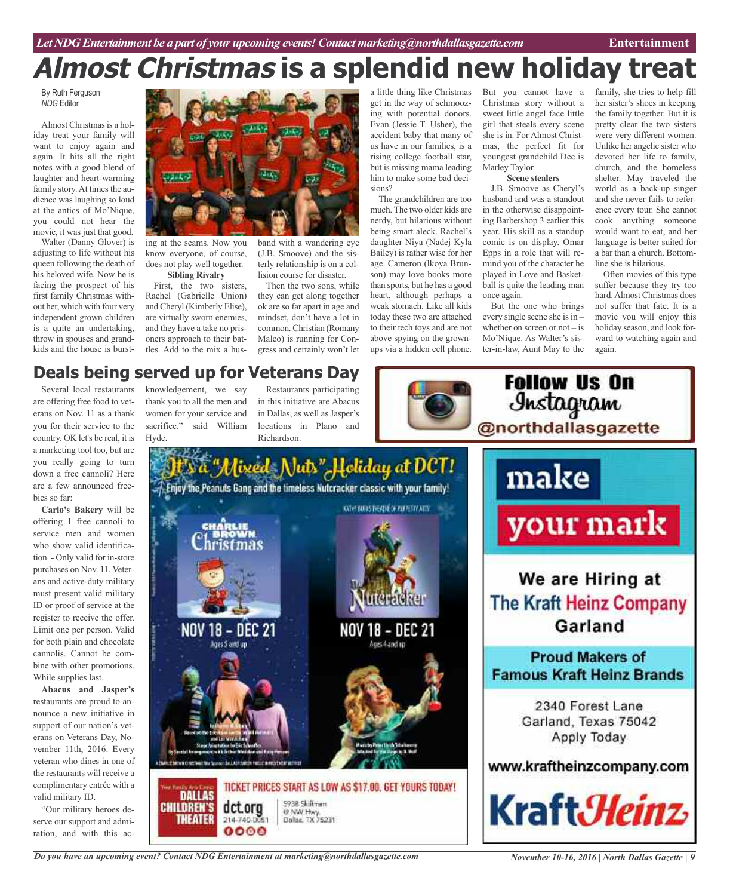# Almost Christmas is a splendid new holiday treat

By Ruth Ferguson
*NDG* Editor

Almost Christmas is a holiday treat your family will want to enjoy again and again. It hits all the right notes with a good blend of laughter and heart-warming family story. At times the audience was laughing so loud at the antics of Mo'Nique, you could not hear the movie, it was just that good.

Walter (Danny Glover) is adjusting to life without his queen following the death of his beloved wife. Now he is facing the prospect of his first family Christmas without her, which with four very independent grown children is a quite an undertaking, throw in spouses and grandkids and the house is bursting at the seams. Now you know everyone, of course, does not play well together.

**Sibling Rivalry**

First, the two sisters, Rachel (Gabrielle Union) and Cheryl (Kimberly Elise), are virtually sworn enemies, and they have a take no prisoners approach to their battles. Add to the mix a husband with a wandering eye (J.B. Smoove) and the sisterly relationship is on a collision course for disaster.

Then the two sons, while they can get along together ok are so far apart in age and mindset, don't have a lot in common. Christian (Romany Malco) is running for Congress and certainly won't let a little thing like Christmas get in the way of schmoozing with potential donors. Evan (Jessie T. Usher), the accident baby that many of us have in our families, is a rising college football star, but is missing mama leading him to make some bad decisions?

The grandchildren are too much. The two older kids are nerdy, but hilarious without being smart aleck. Rachel's daughter Niya (Nadej Kyla Bailey) is rather wise for her age. Cameron (Ikoya Brunson) may love books more than sports, but he has a good heart, although perhaps a weak stomach. Like all kids today these two are attached to their tech toys and are not above spying on the grown-ups via a hidden cell phone.

But you cannot have a Christmas story without a sweet little angel face little girl that steals every scene she is in. For Almost Christmas, the perfect fit for youngest grandchild Dee is Marley Taylor.

**Scene stealers**

J.B. Smoove as Cheryl's husband and was a standout in the otherwise disappointing Barbershop 3 earlier this year. His skill as a standup comic is on display. Omar Epps in a role that will remind you of the character he played in Love and Basketball is quite the leading man once again.

But the one who brings every single scene she is in – whether on screen or not – is Mo'Nique. As Walter's sister-in-law, Aunt May to the family, she tries to help fill her sister's shoes in keeping the family together. But it is pretty clear the two sisters were very different women. Unlike her angelic sister who devoted her life to family, church, and the homeless shelter. May traveled the world as a back-up singer and she never fails to reference every tour. She cannot cook anything someone would want to eat, and her language is better suited for a bar than a church. Bottomline she is hilarious.

Often movies of this type suffer because they try too hard. Almost Christmas does not suffer that fate. It is a movie you will enjoy this holiday season, and look forward to watching again and again.

## Deals being served up for Veterans Day

Several local restaurants are offering free food to veterans on Nov. 11 as a thank you for their service to the country. OK let's be real, it is a marketing tool too, but are you really going to turn down a free cannoli? Here are a few announced freebies so far:

**Carlo's Bakery** will be offering 1 free cannoli to service men and women who show valid identification. - Only valid for in-store purchases on Nov. 11. Veterans and active-duty military must present valid military ID or proof of service at the register to receive the offer. Limit one per person. Valid for both plain and chocolate cannolis. Cannot be combine with other promotions. While supplies last.

**Abacus and Jasper's** restaurants are proud to announce a new initiative in support of our nation's veterans on Veterans Day, November 11th, 2016. Every veteran who dines in one of the restaurants will receive a complimentary entrée with a valid military ID.

"Our military heroes deserve our support and admiration, and with this acknowledgement, we say thank you to all the men and women for your service and sacrifice." said William Hyde.

Restaurants participating in this initiative are Abacus in Dallas, as well as Jasper's locations in Plano and Richardson.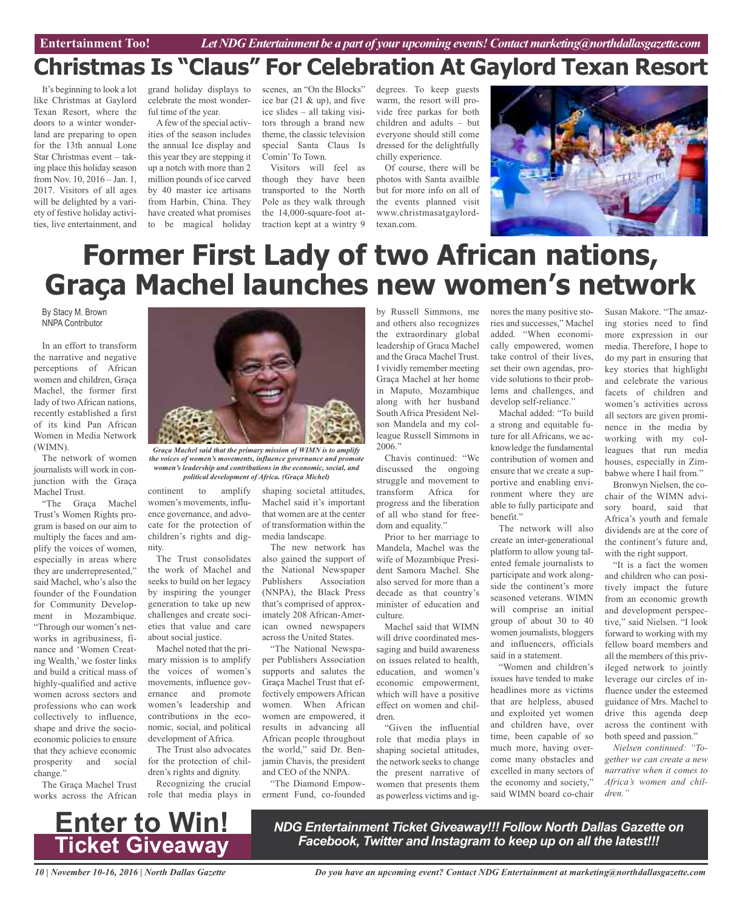# Christmas Is "Claus" For Celebration At Gaylord Texan Resort

It's beginning to look a lot like Christmas at Gaylord Texan Resort, where the doors to a winter wonderland are preparing to open for the 13th annual Lone Star Christmas event – taking place this holiday season from Nov. 10, 2016 – Jan. 1, 2017. Visitors of all ages will be delighted by a variety of festive holiday activities, live entertainment, and grand holiday displays to celebrate the most wonderful time of the year.

A few of the special activities of the season includes the annual Ice display and this year they are stepping it up a notch with more than 2 million pounds of ice carved by 40 master ice artisans from Harbin, China. They have created what promises to be magical holiday scenes, an "On the Blocks" ice bar (21 & up), and five ice slides – all taking visitors through a brand new theme, the classic television special Santa Claus Is Comin' To Town.

Visitors will feel as though they have been transported to the North Pole as they walk through the 14,000-square-foot attraction kept at a wintry 9 degrees. To keep guests warm, the resort will provide free parkas for both children and adults – but everyone should still come dressed for the delightfully chilly experience.

Of course, there will be photos with Santa availble but for more info on all of the events planned visit www.christmasatgaylordtexan.com.

# Former First Lady of two African nations, Graça Machel launches new women's network

By Stacy M. Brown
NNPA Contributor

In an effort to transform the narrative and negative perceptions of African women and children, Graça Machel, the former first lady of two African nations, recently established a first of its kind Pan African Women in Media Network (WIMN).

The network of women journalists will work in conjunction with the Graça Machel Trust.

"The Graça Machel Trust's Women Rights program is based on our aim to multiply the faces and amplify the voices of women, especially in areas where they are underrepresented," said Machel, who's also the founder of the Foundation for Community Development in Mozambique. "Through our women's networks in agribusiness, finance and 'Women Creating Wealth,' we foster links and build a critical mass of highly-qualified and active women across sectors and professions who can work collectively to influence, shape and drive the socioeconomic policies to ensure that they achieve economic prosperity and social change."

*Graça Machel said that the primary mission of WIMN is to amplify the voices of women's movements, influence governance and promote women's leadership and contributions in the economic, social, and political development of Africa. (Graça Michel)*

The Graça Machel Trust works across the African continent to amplify women's movements, influence governance, and advocate for the protection of children's rights and dignity.

The Trust consolidates the work of Machel and seeks to build on her legacy by inspiring the younger generation to take up new challenges and create societies that value and care about social justice.

Machel noted that the primary mission is to amplify the voices of women's movements, influence governance and promote women's leadership and contributions in the economic, social, and political development of Africa.

The Trust also advocates for the protection of children's rights and dignity.

Recognizing the crucial role that media plays in shaping societal attitudes, Machel said it's important that women are at the center of transformation within the media landscape.

The new network has also gained the support of the National Newspaper Publishers Association (NNPA), the Black Press that's comprised of approximately 208 African-American owned newspapers across the United States.

"The National Newspaper Publishers Association supports and salutes the Graça Machel Trust that effectively empowers African women. When African women are empowered, it results in advancing all African people throughout the world," said Dr. Benjamin Chavis, the president and CEO of the NNPA.

"The Diamond Empowerment Fund, co-founded by Russell Simmons, me and others also recognizes the extraordinary global leadership of Graca Machel and the Graca Machel Trust. I vividly remember meeting Graça Machel at her home in Maputo, Mozambique along with her husband South Africa President Nelson Mandela and my colleague Russell Simmons in 2006."

Chavis continued: "We discussed the ongoing struggle and movement to transform Africa for progress and the liberation of all who stand for freedom and equality."

Prior to her marriage to Mandela, Machel was the wife of Mozambique President Samora Machel. She also served for more than a decade as that country's minister of education and culture.

Machel said that WIMN will drive coordinated messaging and build awareness on issues related to health, education, and women's economic empowerment, which will have a positive effect on women and children.

"Given the influential role that media plays in shaping societal attitudes, the network seeks to change the present narrative of women that presents them as powerless victims and ignores the many positive stories and successes," Machel added. "When economically empowered, women take control of their lives, set their own agendas, provide solutions to their problems and challenges, and develop self-reliance."

Machal added: "To build a strong and equitable future for all Africans, we acknowledge the fundamental contribution of women and ensure that we create a supportive and enabling environment where they are able to fully participate and benefit."

The network will also create an inter-generational platform to allow young talented female journalists to participate and work alongside the continent's more seasoned veterans. WIMN will comprise an initial group of about 30 to 40 women journalists, bloggers and influencers, officials said in a statement.

"Women and children's issues have tended to make headlines more as victims that are helpless, abused and exploited yet women and children have, over time, been capable of so much more, having overcome many obstacles and excelled in many sectors of the economy and society," said WIMN board co-chair Susan Makore. "The amazing stories need to find more expression in our media. Therefore, I hope to do my part in ensuring that key stories that highlight and celebrate the various facets of children and women's activities across all sectors are given prominence in the media by working with my colleagues that run media houses, especially in Zimbabwe where I hail from."

Bronwyn Nielsen, the co-chair of the WIMN advisory board, said that Africa's youth and female dividends are at the core of the continent's future and, with the right support.

"It is a fact the women and children who can positively impact the future from an economic growth and development perspective," said Nielsen. "I look forward to working with my fellow board members and all the members of this privileged network to jointly leverage our circles of influence under the esteemed guidance of Mrs. Machel to drive this agenda deep across the continent with both speed and passion."

*Nielsen continued: "Together we can create a new narrative when it comes to Africa's women and children."*

**Enter to Win! Ticket Giveaway**

***NDG Entertainment Ticket Giveaway!!! Follow North Dallas Gazette on Facebook, Twitter and Instagram to keep up on all the latest!!!***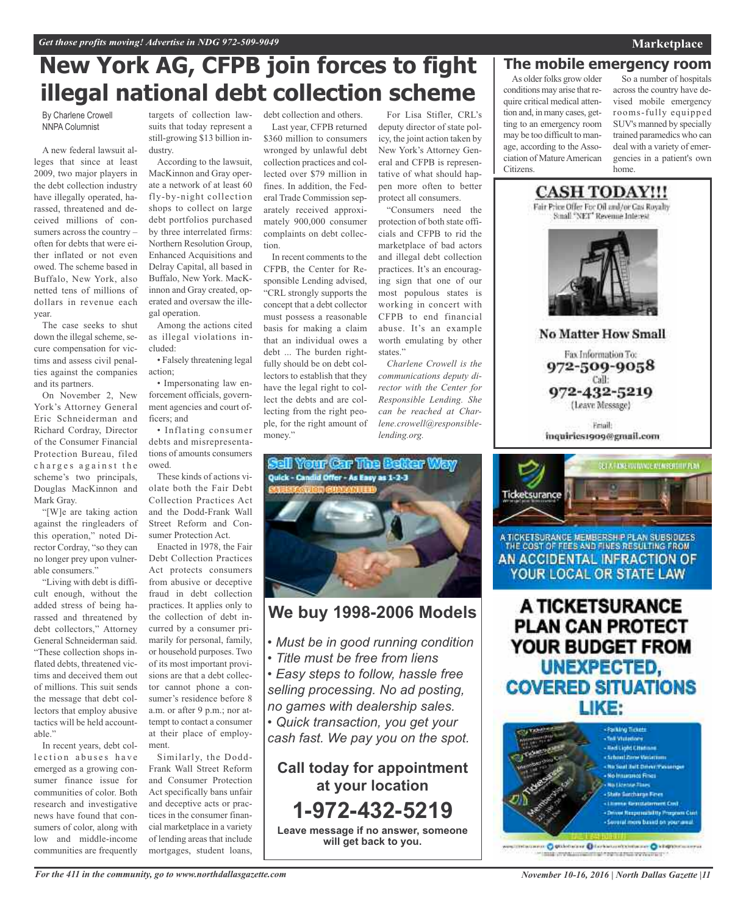# New York AG, CFPB join forces to fight illegal national debt collection scheme

By Charlene Crowell
NNPA Columnist

A new federal lawsuit alleges that since at least 2009, two major players in the debt collection industry have illegally operated, harassed, threatened and deceived millions of consumers across the country – often for debts that were either inflated or not even owed. The scheme based in Buffalo, New York, also netted tens of millions of dollars in revenue each year.

The case seeks to shut down the illegal scheme, secure compensation for victims and assess civil penalties against the companies and its partners.

On November 2, New York's Attorney General Eric Schneiderman and Richard Cordray, Director of the Consumer Financial Protection Bureau, filed charges against the scheme's two principals, Douglas MacKinnon and Mark Gray.

"[W]e are taking action against the ringleaders of this operation," noted Director Cordray, "so they can no longer prey upon vulnerable consumers."

"Living with debt is difficult enough, without the added stress of being harassed and threatened by debt collectors," Attorney General Schneiderman said. "These collection shops inflated debts, threatened victims and deceived them out of millions. This suit sends the message that debt collectors that employ abusive tactics will be held accountable."

In recent years, debt collection abuses have emerged as a growing consumer finance issue for communities of color. Both research and investigative news have found that consumers of color, along with low and middle-income communities are frequently targets of collection lawsuits that today represent a still-growing $13 billion industry.

According to the lawsuit, MacKinnon and Gray operate a network of at least 60 fly-by-night collection shops to collect on large debt portfolios purchased by three interrelated firms: Northern Resolution Group, Enhanced Acquisitions and Delray Capital, all based in Buffalo, New York. MacKinnon and Gray created, operated and oversaw the illegal operation.

Among the actions cited as illegal violations included:

- Falsely threatening legal action;
- Impersonating law enforcement officials, government agencies and court officers; and
- Inflating consumer debts and misrepresentations of amounts consumers owed.

These kinds of actions violate both the Fair Debt Collection Practices Act and the Dodd-Frank Wall Street Reform and Consumer Protection Act.

Enacted in 1978, the Fair Debt Collection Practices Act protects consumers from abusive or deceptive fraud in debt collection practices. It applies only to the collection of debt incurred by a consumer primarily for personal, family, or household purposes. Two of its most important provisions are that a debt collector cannot phone a consumer's residence before 8 a.m. or after 9 p.m.; nor attempt to contact a consumer at their place of employment.

Similarly, the Dodd-Frank Wall Street Reform and Consumer Protection Act specifically bans unfair and deceptive acts or practices in the consumer financial marketplace in a variety of lending areas that include mortgages, student loans, debt collection and others.

Last year, CFPB returned $360 million to consumers wronged by unlawful debt collection practices and collected over $79 million in fines. In addition, the Federal Trade Commission separately received approximately 900,000 consumer complaints on debt collection.

In recent comments to the CFPB, the Center for Responsible Lending advised, "CRL strongly supports the concept that a debt collector must possess a reasonable basis for making a claim that an individual owes a debt ... The burden rightfully should be on debt collectors to establish that they have the legal right to collect the debts and are collecting from the right people, for the right amount of money."

For Lisa Stifler, CRL's deputy director of state policy, the joint action taken by New York's Attorney General and CFPB is representative of what should happen more often to better protect all consumers.

"Consumers need the protection of both state officials and CFPB to rid the marketplace of bad actors and illegal debt collection practices. It's an encouraging sign that one of our most populous states is working in concert with CFPB to end financial abuse. It's an example worth emulating by other states."

*Charlene Crowell is the communications deputy director with the Center for Responsible Lending. She can be reached at Charlene.crowell@responsiblelending.org.*

## The mobile emergency room

As older folks grow older conditions may arise that require critical medical attention and, in many cases, getting to an emergency room may be too difficult to manage, according to the Association of Mature American Citizens.

So a number of hospitals across the country have devised mobile emergency rooms-fully equipped SUV's manned by specially trained paramedics who can deal with a variety of emergencies in a patient's own home.

**CASH TODAY!!!**
Fair Price Offer For Oil and/or Gas Royalty Small "NET" Revenue Interest

**No Matter How Small**

Fax Information To:
**972-509-9058**
Call:
**972-432-5219**
(Leave Message)

Email:
inquiries1909@gmail.com

**Sell Your Car The Better Way**
Quick - Candid Offer - As Easy as 1-2-3
SATISFACTION GUARANTEED

## We buy 1998-2006 Models

- *Must be in good running condition*
- *Title must be free from liens*
- *Easy steps to follow, hassle free selling processing. No ad posting, no games with dealership sales.*
- *Quick transaction, you get your cash fast. We pay you on the spot.*

**Call today for appointment at your location**

**1-972-432-5219**

**Leave message if no answer, someone will get back to you.**

Ticketsurance

A TICKETSURANCE MEMBERSHIP PLAN SUBSIDIZES THE COST OF FEES AND FINES RESULTING FROM AN ACCIDENTAL INFRACTION OF YOUR LOCAL OR STATE LAW

**A TICKETSURANCE PLAN CAN PROTECT YOUR BUDGET FROM UNEXPECTED, COVERED SITUATIONS LIKE:**

- Parking Tickets
- Toll Violations
- Red Light Citations
- School Zone Violations
- No Seat Belt Driver/Passenger
- No Insurance Fines
- No License Fines
- State Surcharge Fines
- License Reinstatement Cost
- Driver Responsibility Program Cost
- Several more based on your area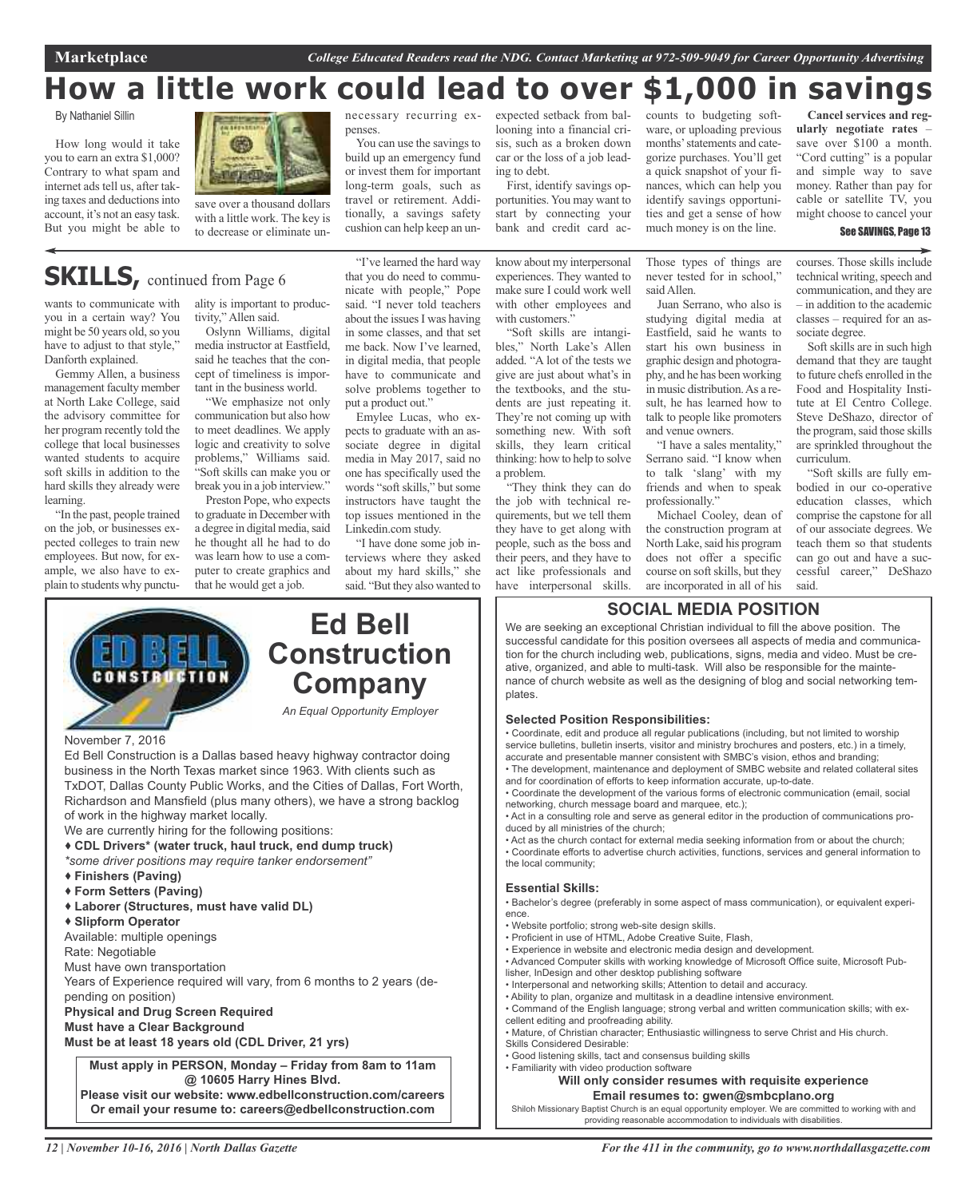Marketplace — *College Educated Readers read the NDG. Contact Marketing at 972-509-9049 for Career Opportunity Advertising*

# How a little work could lead to over $1,000 in savings

By Nathaniel Sillin

How long would it take you to earn an extra $1,000? Contrary to what spam and internet ads tell us, after taking taxes and deductions into account, it's not an easy task. But you might be able to save over a thousand dollars with a little work. The key is to decrease or eliminate unnecessary recurring expenses.

You can use the savings to build up an emergency fund or invest them for important long-term goals, such as travel or retirement. Additionally, a savings safety cushion can help keep an unexpected setback from ballooning into a financial crisis, such as a broken down car or the loss of a job leading to debt.

First, identify savings opportunities. You may want to start by connecting your bank and credit card accounts to budgeting software, or uploading previous months' statements and categorize purchases. You'll get a quick snapshot of your finances, which can help you identify savings opportunities and get a sense of how much money is on the line.

**Cancel services and regularly negotiate rates** – save over $100 a month. "Cord cutting" is a popular and simple way to save money. Rather than pay for cable or satellite TV, you might choose to cancel your

**See SAVINGS, Page 13**

## SKILLS, continued from Page 6

wants to communicate with you in a certain way? You might be 50 years old, so you have to adjust to that style," Danforth explained.

Gemmy Allen, a business management faculty member at North Lake College, said the advisory committee for her program recently told the college that local businesses wanted students to acquire soft skills in addition to the hard skills they already were learning.

"In the past, people trained on the job, or businesses expected colleges to train new employees. But now, for example, we also have to explain to students why punctuality is important to productivity," Allen said.

Oslynn Williams, digital media instructor at Eastfield, said he teaches that the concept of timeliness is important in the business world.

"We emphasize not only communication but also how to meet deadlines. We apply logic and creativity to solve problems," Williams said. "Soft skills can make you or break you in a job interview."

Preston Pope, who expects to graduate in December with a degree in digital media, said he thought all he had to do was learn how to use a computer to create graphics and that he would get a job.

"I've learned the hard way that you do need to communicate with people," Pope said. "I never told teachers about the issues I was having in some classes, and that set me back. Now I've learned, in digital media, that people have to communicate and solve problems together to put a product out."

Emylee Lucas, who expects to graduate with an associate degree in digital media in May 2017, said no one has specifically used the words "soft skills," but some instructors have taught the top issues mentioned in the Linkedin.com study.

"I have done some job interviews where they asked about my hard skills," she said. "But they also wanted to know about my interpersonal experiences. They wanted to make sure I could work well with other employees and with customers."

"Soft skills are intangibles," North Lake's Allen added. "A lot of the tests we give are just about what's in the textbooks, and the students are just repeating it. They're not coming up with something new. With soft skills, they learn critical thinking: how to help to solve a problem.

"They think they can do the job with technical requirements, but we tell them they have to get along with people, such as the boss and their peers, and they have to act like professionals and have interpersonal skills. Those types of things are never tested for in school," said Allen.

Juan Serrano, who also is studying digital media at Eastfield, said he wants to start his own business in graphic design and photography, and he has been working in music distribution. As a result, he has learned how to talk to people like promoters and venue owners.

"I have a sales mentality," Serrano said. "I know when to talk 'slang' with my friends and when to speak professionally."

Michael Cooley, dean of the construction program at North Lake, said his program does not offer a specific course on soft skills, but they are incorporated in all of his courses. Those skills include technical writing, speech and communication, and they are – in addition to the academic classes – required for an associate degree.

Soft skills are in such high demand that they are taught to future chefs enrolled in the Food and Hospitality Institute at El Centro College. Steve DeShazo, director of the program, said those skills are sprinkled throughout the curriculum.

"Soft skills are fully embodied in our co-operative education classes, which comprise the capstone for all of our associate degrees. We teach them so that students can go out and have a successful career," DeShazo said.

---

## Ed Bell Construction Company

*An Equal Opportunity Employer*

November 7, 2016

Ed Bell Construction is a Dallas based heavy highway contractor doing business in the North Texas market since 1963. With clients such as TxDOT, Dallas County Public Works, and the Cities of Dallas, Fort Worth, Richardson and Mansfield (plus many others), we have a strong backlog of work in the highway market locally.

We are currently hiring for the following positions:

- **CDL Drivers\* (water truck, haul truck, end dump truck)**

*\*some driver positions may require tanker endorsement"*

- **Finishers (Paving)**
- **Form Setters (Paving)**
- **Laborer (Structures, must have valid DL)**
- **Slipform Operator**

Available: multiple openings

Rate: Negotiable

Must have own transportation

Years of Experience required will vary, from 6 months to 2 years (depending on position)

**Physical and Drug Screen Required**

**Must have a Clear Background**

**Must be at least 18 years old (CDL Driver, 21 yrs)**

**Must apply in PERSON, Monday – Friday from 8am to 11am @ 10605 Harry Hines Blvd.**

**Please visit our website: www.edbellconstruction.com/careers**

**Or email your resume to: careers@edbellconstruction.com**

---

## SOCIAL MEDIA POSITION

We are seeking an exceptional Christian individual to fill the above position. The successful candidate for this position oversees all aspects of media and communication for the church including web, publications, signs, media and video. Must be creative, organized, and able to multi-task. Will also be responsible for the maintenance of church website as well as the designing of blog and social networking templates.

**Selected Position Responsibilities:**

- Coordinate, edit and produce all regular publications (including, but not limited to worship service bulletins, bulletin inserts, visitor and ministry brochures and posters, etc.) in a timely, accurate and presentable manner consistent with SMBC's vision, ethos and branding;
- The development, maintenance and deployment of SMBC website and related collateral sites and for coordination of efforts to keep information accurate, up-to-date.
- Coordinate the development of the various forms of electronic communication (email, social networking, church message board and marquee, etc.);
- Act in a consulting role and serve as general editor in the production of communications produced by all ministries of the church;
- Act as the church contact for external media seeking information from or about the church;
- Coordinate efforts to advertise church activities, functions, services and general information to the local community;

**Essential Skills:**

- Bachelor's degree (preferably in some aspect of mass communication), or equivalent experience.
- Website portfolio; strong web-site design skills.
- Proficient in use of HTML, Adobe Creative Suite, Flash,
- Experience in website and electronic media design and development.
- Advanced Computer skills with working knowledge of Microsoft Office suite, Microsoft Publisher, InDesign and other desktop publishing software
- Interpersonal and networking skills; Attention to detail and accuracy.
- Ability to plan, organize and multitask in a deadline intensive environment.
- Command of the English language; strong verbal and written communication skills; with excellent editing and proofreading ability.
- Mature, of Christian character; Enthusiastic willingness to serve Christ and His church.

Skills Considered Desirable:

- Good listening skills, tact and consensus building skills
- Familiarity with video production software

**Will only consider resumes with requisite experience**

**Email resumes to: gwen@smbcplano.org**

Shiloh Missionary Baptist Church is an equal opportunity employer. We are committed to working with and providing reasonable accommodation to individuals with disabilities.

*For the 411 in the community, go to www.northdallasgazette.com*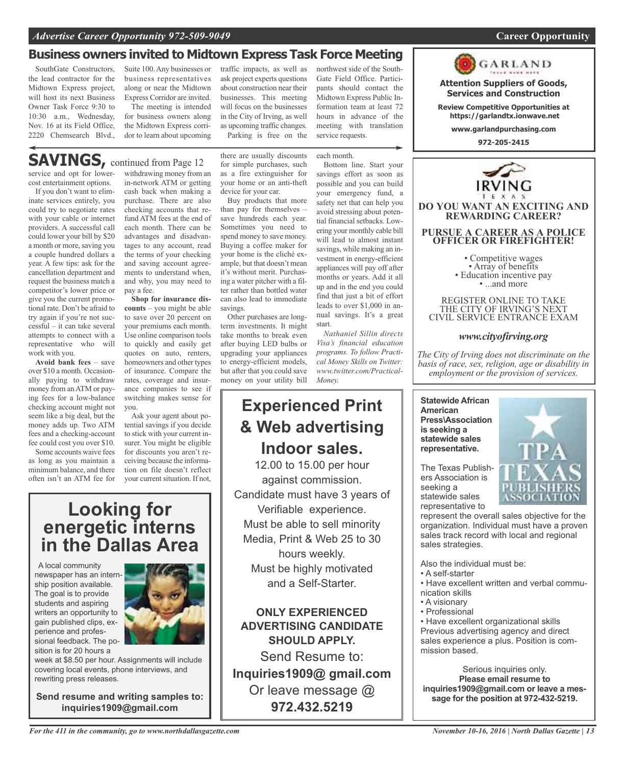## Business owners invited to Midtown Express Task Force Meeting

SouthGate Constructors, the lead contractor for the Midtown Express project, will host its next Business Owner Task Force 9:30 to 10:30 a.m., Wednesday, Nov. 16 at its Field Office, 2220 Chemsearch Blvd., Suite 100. Any businesses or business representatives along or near the Midtown Express Corridor are invited.

The meeting is intended for business owners along the Midtown Express corridor to learn about upcoming traffic impacts, as well as ask project experts questions about construction near their businesses. This meeting will focus on the businesses in the City of Irving, as well as upcoming traffic changes.

Parking is free on the northwest side of the SouthGate Field Office. Participants should contact the Midtown Express Public Information team at least 72 hours in advance of the meeting with translation service requests.

## SAVINGS, continued from Page 12

service and opt for lower-cost entertainment options.

If you don't want to eliminate services entirely, you could try to negotiate rates with your cable or internet providers. A successful call could lower your bill by $20 a month or more, saving you a couple hundred dollars a year. A few tips: ask for the cancellation department and request the business match a competitor's lower price or give you the current promotional rate. Don't be afraid to try again if you're not successful – it can take several attempts to connect with a representative who will work with you.

**Avoid bank fees** – save over $10 a month. Occasionally paying to withdraw money from an ATM or paying fees for a low-balance checking account might not seem like a big deal, but the money adds up. Two ATM fees and a checking-account fee could cost you over $10.

Some accounts waive fees as long as you maintain a minimum balance, and there often isn't an ATM fee for withdrawing money from an in-network ATM or getting cash back when making a purchase. There are also checking accounts that refund ATM fees at the end of each month. There can be advantages and disadvantages to any account, read the terms of your checking and saving account agreements to understand when, and why, you may need to pay a fee.

**Shop for insurance discounts** – you might be able to save over 20 percent on your premiums each month. Use online comparison tools to quickly and easily get quotes on auto, renters, homeowners and other types of insurance. Compare the rates, coverage and insurance companies to see if switching makes sense for you.

Ask your agent about potential savings if you decide to stick with your current insurer. You might be eligible for discounts you aren't receiving because the information on file doesn't reflect your current situation. If not, there are usually discounts for simple purchases, such as a fire extinguisher for your home or an anti-theft device for your car.

Buy products that more than pay for themselves – save hundreds each year. Sometimes you need to spend money to save money. Buying a coffee maker for your home is the cliché example, but that doesn't mean it's without merit. Purchasing a water pitcher with a filter rather than bottled water can also lead to immediate savings.

Other purchases are long-term investments. It might take months to break even after buying LED bulbs or upgrading your appliances to energy-efficient models, but after that you could save money on your utility bill each month.

Bottom line. Start your savings effort as soon as possible and you can build your emergency fund, a safety net that can help you avoid stressing about potential financial setbacks. Lowering your monthly cable bill will lead to almost instant savings, while making an investment in energy-efficient appliances will pay off after months or years. Add it all up and in the end you could find that just a bit of effort leads to over $1,000 in annual savings. It's a great start.

*Nathaniel Sillin directs Visa's financial education programs. To follow Practical Money Skills on Twitter: www.twitter.com/PracticalMoney.*

---

## Looking for energetic interns in the Dallas Area

A local community newspaper has an internship position available. The goal is to provide students and aspiring writers an opportunity to gain published clips, experience and professional feedback. The position is for 20 hours a week at $8.50 per hour. Assignments will include covering local events, phone interviews, and rewriting press releases.

**Send resume and writing samples to: inquiries1909@gmail.com**

---

## Experienced Print & Web advertising Indoor sales.

12.00 to 15.00 per hour against commission.
Candidate must have 3 years of Verifiable experience.
Must be able to sell minority Media, Print & Web 25 to 30 hours weekly.
Must be highly motivated and a Self-Starter.

**ONLY EXPERIENCED ADVERTISING CANDIDATE SHOULD APPLY.**

Send Resume to:
**Inquiries1909@ gmail.com**
Or leave message @
**972.432.5219**

---

GARLAND

**Attention Suppliers of Goods, Services and Construction**

**Review Competitive Opportunities at https://garlandtx.ionwave.net**

**www.garlandpurchasing.com**

**972-205-2415**

---

IRVING TEXAS

**DO YOU WANT AN EXCITING AND REWARDING CAREER?**

**PURSUE A CAREER AS A POLICE OFFICER OR FIREFIGHTER!**

- Competitive wages
- Array of benefits
- Education incentive pay
- ...and more

REGISTER ONLINE TO TAKE THE CITY OF IRVING'S NEXT CIVIL SERVICE ENTRANCE EXAM

***www.cityofirving.org***

*The City of Irving does not discriminate on the basis of race, sex, religion, age or disability in employment or the provision of services.*

---

**Statewide African American Press\Association is seeking a statewide sales representative.**

TPA TEXAS PUBLISHERS ASSOCIATION

The Texas Publishers Association is seeking a statewide sales representative to represent the overall sales objective for the organization. Individual must have a proven sales track record with local and regional sales strategies.

Also the individual must be:

- A self-starter
- Have excellent written and verbal communication skills
- A visionary
- Professional
- Have excellent organizational skills

Previous advertising agency and direct sales experience a plus. Position is commission based.

Serious inquiries only.
**Please email resume to inquiries1909@gmail.com or leave a message for the position at 972-432-5219.**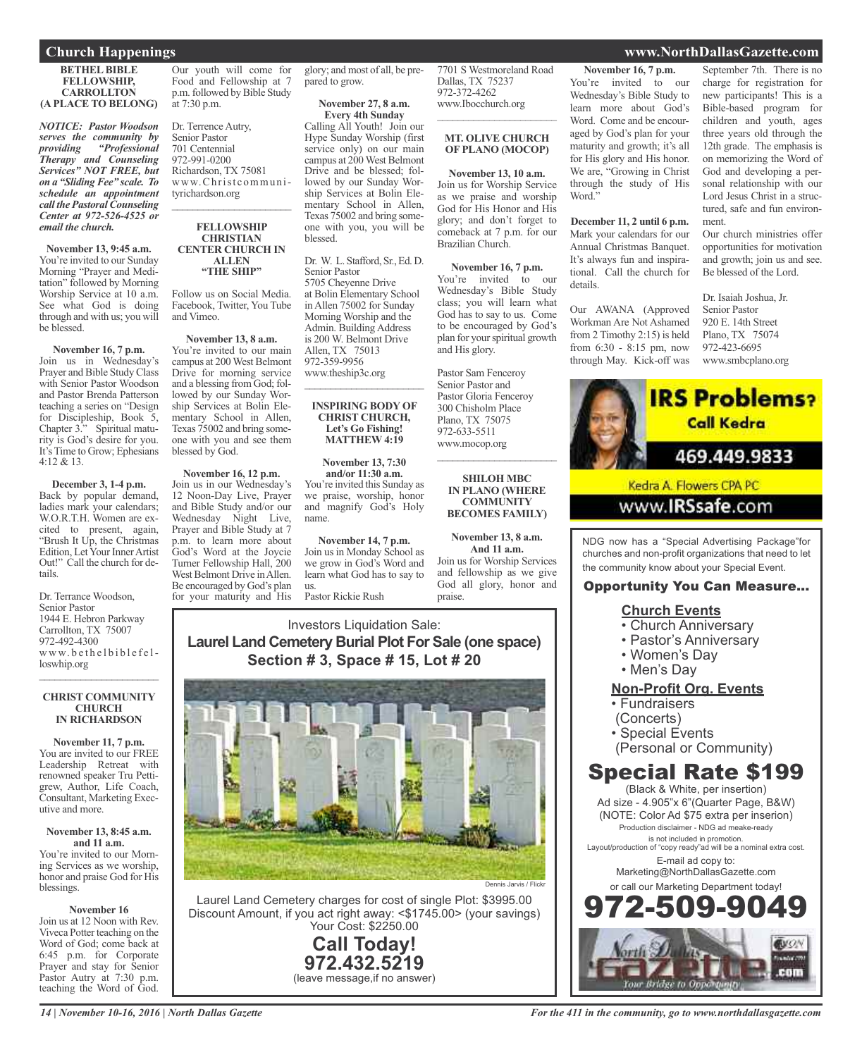## Church Happenings

### BETHEL BIBLE FELLOWSHIP, CARROLLTON (A PLACE TO BELONG)

***NOTICE: Pastor Woodson serves the community by providing "Professional Therapy and Counseling Services" NOT FREE, but on a "Sliding Fee" scale. To schedule an appointment call the Pastoral Counseling Center at 972-526-4525 or email the church.***

**November 13, 9:45 a.m.**
You're invited to our Sunday Morning "Prayer and Meditation" followed by Morning Worship Service at 10 a.m. See what God is doing through and with us; you will be blessed.

**November 16, 7 p.m.**
Join us in Wednesday's Prayer and Bible Study Class with Senior Pastor Woodson and Pastor Brenda Patterson teaching a series on "Design for Discipleship, Book 5, Chapter 3." Spiritual maturity is God's desire for you. It's Time to Grow; Ephesians 4:12 & 13.

**December 3, 1-4 p.m.**
Back by popular demand, ladies mark your calendars; W.O.R.T.H. Women are excited to present, again, "Brush It Up, the Christmas Edition, Let Your Inner Artist Out!" Call the church for details.

Dr. Terrance Woodson,
Senior Pastor
1944 E. Hebron Parkway
Carrollton, TX 75007
972-492-4300
www.bethelbiblefelloswhip.org

### CHRIST COMMUNITY CHURCH IN RICHARDSON

**November 11, 7 p.m.**
You are invited to our FREE Leadership Retreat with renowned speaker Tru Pettigrew, Author, Life Coach, Consultant, Marketing Executive and more.

**November 13, 8:45 a.m. and 11 a.m.**
You're invited to our Morning Services as we worship, honor and praise God for His blessings.

**November 16**
Join us at 12 Noon with Rev. Viveca Potter teaching on the Word of God; come back at 6:45 p.m. for Corporate Prayer and stay for Senior Pastor Autry at 7:30 p.m. teaching the Word of God. Our youth will come for Food and Fellowship at 7 p.m. followed by Bible Study at 7:30 p.m.

Dr. Terrence Autry,
Senior Pastor
701 Centennial
972-991-0200
Richardson, TX 75081
www.Christcommunityrichardson.org

### FELLOWSHIP CHRISTIAN CENTER CHURCH IN ALLEN "THE SHIP"

Follow us on Social Media. Facebook, Twitter, You Tube and Vimeo.

**November 13, 8 a.m.**
You're invited to our main campus at 200 West Belmont Drive for morning service and a blessing from God; followed by our Sunday Worship Services at Bolin Elementary School in Allen, Texas 75002 and bring someone with you and see them blessed by God.

**November 16, 12 p.m.**
Join us in our Wednesday's 12 Noon-Day Live, Prayer and Bible Study and/or our Wednesday Night Live, Prayer and Bible Study at 7 p.m. to learn more about God's Word at the Joycie Turner Fellowship Hall, 200 West Belmont Drive in Allen. Be encouraged by God's plan for your maturity and His glory; and most of all, be prepared to grow.

**November 27, 8 a.m. Every 4th Sunday**
Calling All Youth! Join our Hype Sunday Worship (first service only) on our main campus at 200 West Belmont Drive and be blessed; followed by our Sunday Worship Services at Bolin Elementary School in Allen, Texas 75002 and bring someone with you, you will be blessed.

Dr. W. L. Stafford, Sr., Ed. D.
Senior Pastor
5705 Cheyenne Drive
at Bolin Elementary School in Allen 75002 for Sunday Morning Worship and the Admin. Building Address is 200 W. Belmont Drive
Allen, TX 75013
972-359-9956
www.theship3c.org

### INSPIRING BODY OF CHRIST CHURCH, Let's Go Fishing! MATTHEW 4:19

**November 13, 7:30 and/or 11:30 a.m.**
You're invited this Sunday as we praise, worship, honor and magnify God's Holy name.

**November 14, 7 p.m.**
Join us in Monday School as we grow in God's Word and learn what God has to say to us.

Pastor Rickie Rush
7701 S Westmoreland Road
Dallas, TX 75237
972-372-4262
www.Ibocchurch.org

### MT. OLIVE CHURCH OF PLANO (MOCOP)

**November 13, 10 a.m.**
Join us for Worship Service as we praise and worship God for His Honor and His glory; and don't forget to comeback at 7 p.m. for our Brazilian Church.

**November 16, 7 p.m.**
You're invited to our Wednesday's Bible Study class; you will learn what God has to say to us. Come to be encouraged by God's plan for your spiritual growth and His glory.

Pastor Sam Fenceroy
Senior Pastor and
Pastor Gloria Fenceroy
300 Chisholm Place
Plano, TX 75075
972-633-5511
www.mocop.org

### SHILOH MBC IN PLANO (WHERE COMMUNITY BECOMES FAMILY)

**November 13, 8 a.m. And 11 a.m.**
Join us for Worship Services and fellowship as we give God all glory, honor and praise.

**November 16, 7 p.m.**
You're invited to our Wednesday's Bible Study to learn more about God's Word. Come and be encouraged by God's plan for your maturity and growth; it's all for His glory and His honor. We are, "Growing in Christ through the study of His Word."

**December 11, 2 until 6 p.m.**
Mark your calendars for our Annual Christmas Banquet. It's always fun and inspirational. Call the church for details.

Our AWANA (Approved Workman Are Not Ashamed from 2 Timothy 2:15) is held from 6:30 - 8:15 pm, now through May. Kick-off was September 7th. There is no charge for registration for new participants! This is a Bible-based program for children and youth, ages three years old through the 12th grade. The emphasis is on memorizing the Word of God and developing a personal relationship with our Lord Jesus Christ in a structured, safe and fun environment.

Our church ministries offer opportunities for motivation and growth; join us and see. Be blessed of the Lord.

Dr. Isaiah Joshua, Jr.
Senior Pastor
920 E. 14th Street
Plano, TX 75074
972-423-6695
www.smbcplano.org

---

Investors Liquidation Sale:
**Laurel Land Cemetery Burial Plot For Sale (one space)**
**Section # 3, Space # 15, Lot # 20**

Dennis Jarvis / Flickr

Laurel Land Cemetery charges for cost of single Plot: $3995.00
Discount Amount, if you act right away: <$1745.00> (your savings)
Your Cost: $2250.00

**Call Today!**
**972.432.5219**
(leave message,if no answer)

---

**IRS Problems?**
**Call Kedra**
**469.449.9833**
Kedra A. Flowers CPA PC
www.IRSsafe.com

---

NDG now has a "Special Advertising Package" for churches and non-profit organizations that need to let the community know about your Special Event.

**Opportunity You Can Measure...**

**Church Events**
- Church Anniversary
- Pastor's Anniversary
- Women's Day
- Men's Day

**Non-Profit Org. Events**
- Fundraisers (Concerts)
- Special Events (Personal or Community)

**Special Rate $199**
(Black & White, per insertion)
Ad size - 4.905"x 6"(Quarter Page, B&W)
(NOTE: Color Ad $75 extra per insertion)
Production disclaimer - NDG ad meake-ready is not included in promotion.
Layout/production of "copy ready"ad will be a nominal extra cost.
E-mail ad copy to:
Marketing@NorthDallasGazette.com
or call our Marketing Department today!
**972-509-9049**

North Dallas Gazette .com
Your Bridge to Opportunity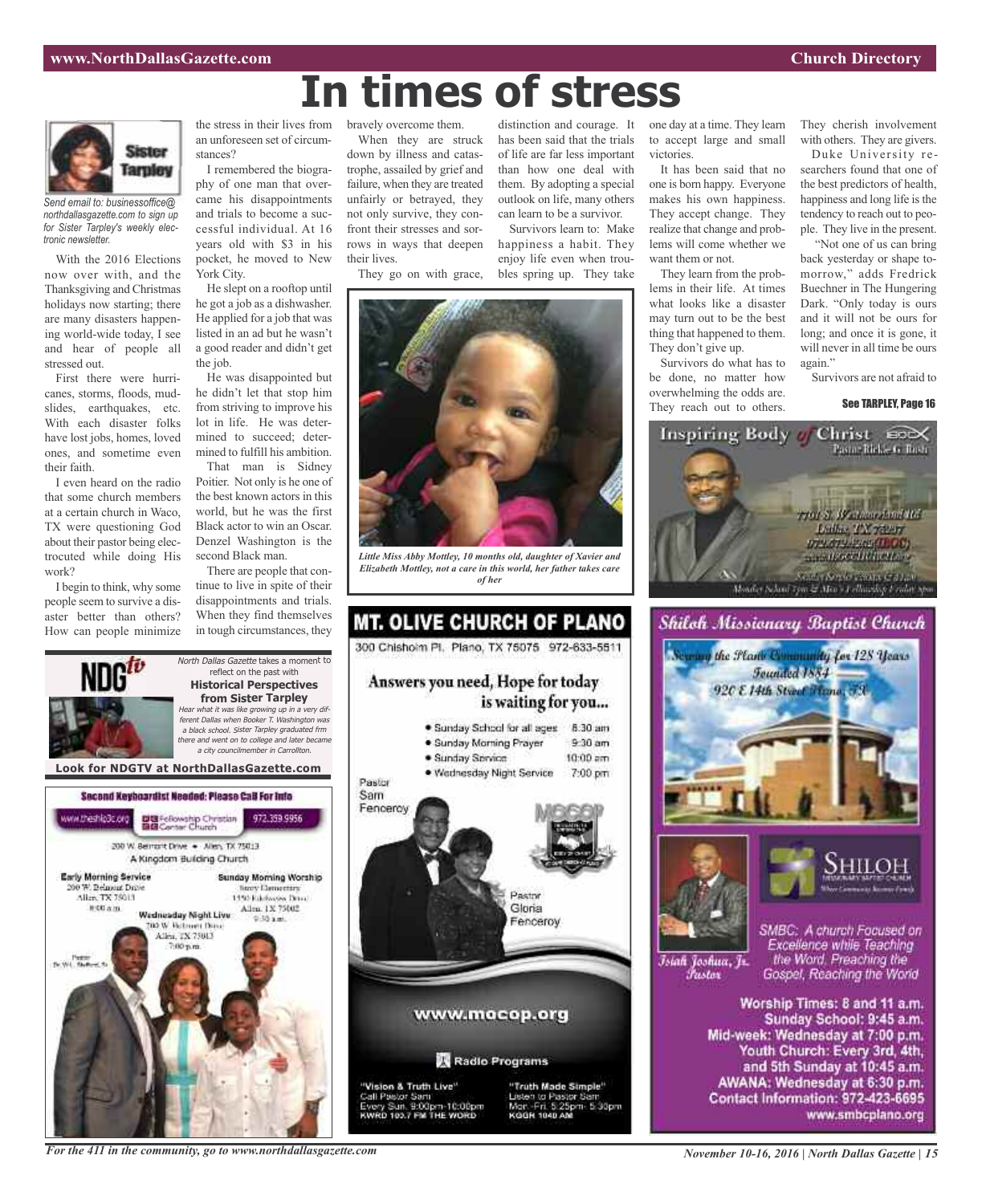# In times of stress

**Sister Tarpley**

*Send email to: businessoffice@northdallasgazette.com to sign up for Sister Tarpley's weekly electronic newsletter.*

With the 2016 Elections now over with, and the Thanksgiving and Christmas holidays now starting; there are many disasters happening world-wide today, I see and hear of people all stressed out.

First there were hurricanes, storms, floods, mudslides, earthquakes, etc. With each disaster folks have lost jobs, homes, loved ones, and sometime even their faith.

I even heard on the radio that some church members at a certain church in Waco, TX were questioning God about their pastor being electrocuted while doing His work?

I begin to think, why some people seem to survive a disaster better than others? How can people minimize the stress in their lives from an unforeseen set of circumstances?

I remembered the biography of one man that overcame his disappointments and trials to become a successful individual. At 16 years old with $3 in his pocket, he moved to New York City.

He slept on a rooftop until he got a job as a dishwasher. He applied for a job that was listed in an ad but he wasn't a good reader and didn't get the job.

He was disappointed but he didn't let that stop him from striving to improve his lot in life. He was determined to succeed; determined to fulfill his ambition.

That man is Sidney Poitier. Not only is he one of the best known actors in this world, but he was the first Black actor to win an Oscar. Denzel Washington is the second Black man.

There are people that continue to live in spite of their disappointments and trials. When they find themselves in tough circumstances, they bravely overcome them.

When they are struck down by illness and catastrophe, assailed by grief and failure, when they are treated unfairly or betrayed, they not only survive, they confront their stresses and sorrows in ways that deepen their lives.

They go on with grace, distinction and courage. It has been said that the trials of life are far less important than how one deal with them. By adopting a special outlook on life, many others can learn to be a survivor.

Survivors learn to: Make happiness a habit. They enjoy life even when troubles spring up. They take one day at a time. They learn to accept large and small victories.

It has been said that no one is born happy. Everyone makes his own happiness. They accept change. They realize that change and problems will come whether we want them or not.

They learn from the problems in their life. At times what looks like a disaster may turn out to be the best thing that happened to them. They don't give up.

Survivors do what has to be done, no matter how overwhelming the odds are. They reach out to others. They cherish involvement with others. They are givers.

Duke University researchers found that one of the best predictors of health, happiness and long life is the tendency to reach out to people. They live in the present.

"Not one of us can bring back yesterday or shape tomorrow," adds Fredrick Buechner in The Hungering Dark. "Only today is ours and it will not be ours for long; and once it is gone, it will never in all time be ours again."

Survivors are not afraid to

**See TARPLEY, Page 16**

*Little Miss Abby Mottley, 10 months old, daughter of Xavier and Elizabeth Mottley, not a care in this world, her father takes care of her*

**NDGtv**

*North Dallas Gazette* takes a moment to reflect on the past with

**Historical Perspectives from Sister Tarpley**

*Hear what it was like growing up in a very different Dallas when Booker T. Washington was a black school. Sister Tarpley graduated frm there and went on to college and later became a city councilmember in Carrollton.*

**Look for NDGTV at NorthDallasGazette.com**

**Second Keyboardist Needed: Please Call For Info**

www.theship3c.org | Fellowship Christian Center Church | 972.359.9956

200 W. Belmont Drive • Allen, TX 75013

A Kingdom Building Church

Early Morning Service: 200 W. Belmont Drive, Allen, TX 75013, 8:00 a.m.

Sunday Morning Worship: Story Elementary, 1550 Edelweiss Drive, Allen, TX 75002, 9:30 a.m.

Wednesday Night Live: 200 W. Belmont Drive, Allen, TX 75013, 7:00 p.m.

Pastor Dr. W.L. Stafford, Sr.

**MT. OLIVE CHURCH OF PLANO**

300 Chisholm Pl. Plano, TX 75075 972-633-5511

**Answers you need, Hope for today is waiting for you...**

- Sunday School for all ages 8:30 am
- Sunday Morning Prayer 9:30 am
- Sunday Service 10:00 am
- Wednesday Night Service 7:00 pm

Pastor Sam Fenceroy

Pastor Gloria Fenceroy

www.mocop.org

Radio Programs

"Vision & Truth Live" Call Pastor Sam Every Sun. 9:00pm-10:00pm KWRD 103.7 FM THE WORD

"Truth Made Simple" Listen to Pastor Sam Mon.-Fri. 5:25pm- 5:30pm KGGR 1040 AM

**Inspiring Body of Christ**

Pastor Rickie G. Rush

7701 S. Westmoreland Rd, Dallas, TX 75237

**Shiloh Missionary Baptist Church**

Serving the Plano Community for 128 Years

Founded 1884

920 E 14th Street Plano, TX

SHILOH MISSIONARY BAPTIST CHURCH

Isiah Joshua, Jr. Pastor

SMBC: A church Focused on Excellence while Teaching the Word, Preaching the Gospel, Reaching the World

Worship Times: 8 and 11 a.m.
Sunday School: 9:45 a.m.
Mid-week: Wednesday at 7:00 p.m.
Youth Church: Every 3rd, 4th, and 5th Sunday at 10:45 a.m.
AWANA: Wednesday at 6:30 p.m.
Contact Information: 972-423-6695
www.smbcplano.org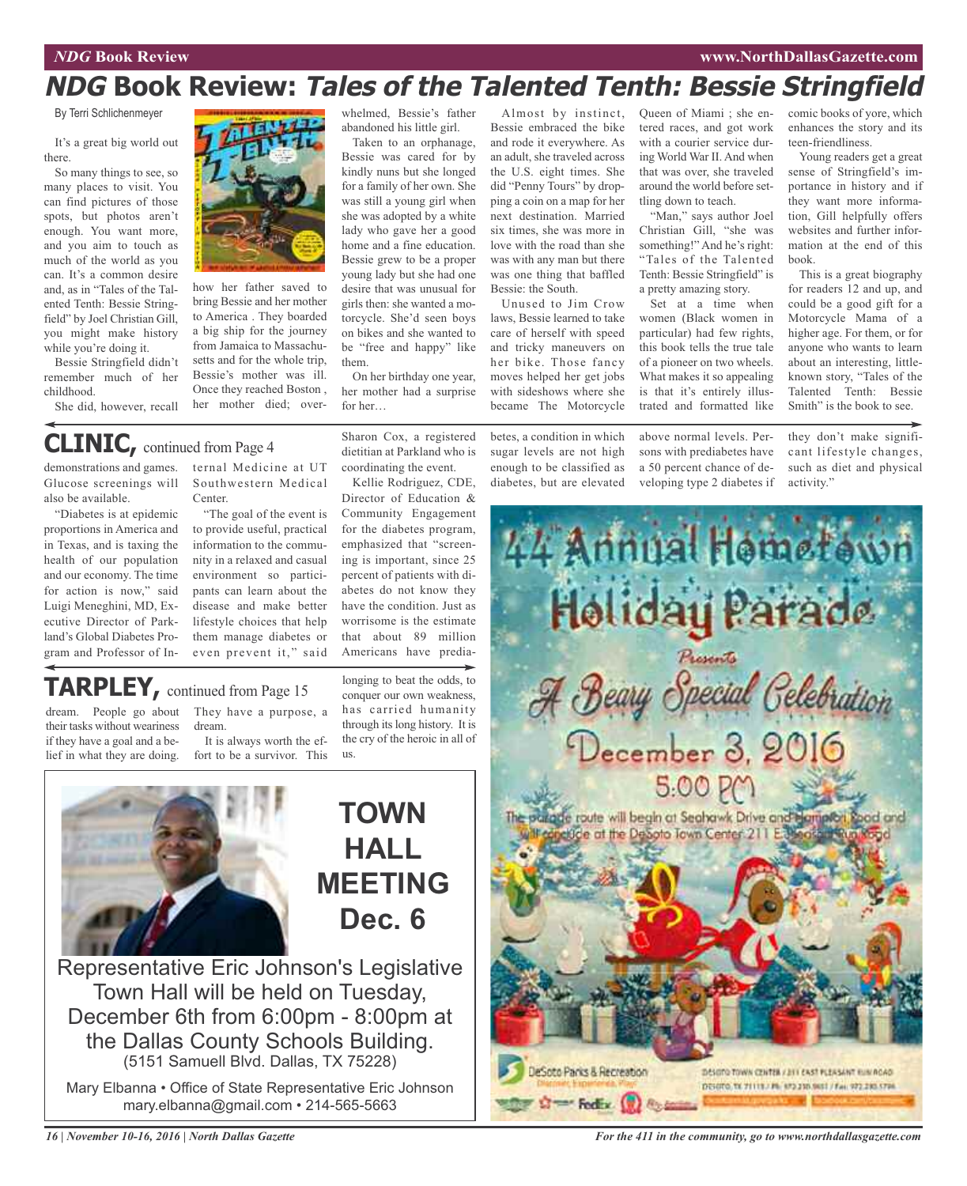# NDG Book Review: *Tales of the Talented Tenth: Bessie Stringfield*

By Terri Schlichenmeyer

It's a great big world out there.

So many things to see, so many places to visit. You can find pictures of those spots, but photos aren't enough. You want more, and you aim to touch as much of the world as you can. It's a common desire and, as in "Tales of the Talented Tenth: Bessie Stringfield" by Joel Christian Gill, you might make history while you're doing it.

Bessie Stringfield didn't remember much of her childhood.

She did, however, recall how her father saved to bring Bessie and her mother to America . They boarded a big ship for the journey from Jamaica to Massachusetts and for the whole trip, Bessie's mother was ill. Once they reached Boston , her mother died; overwhelmed, Bessie's father abandoned his little girl.

Taken to an orphanage, Bessie was cared for by kindly nuns but she longed for a family of her own. She was still a young girl when she was adopted by a white lady who gave her a good home and a fine education. Bessie grew to be a proper young lady but she had one desire that was unusual for girls then: she wanted a motorcycle. She'd seen boys on bikes and she wanted to be "free and happy" like them.

On her birthday one year, her mother had a surprise for her…

Almost by instinct, Bessie embraced the bike and rode it everywhere. As an adult, she traveled across the U.S. eight times, she did "Penny Tours" by dropping a coin on a map for her next destination. Married six times, she was more in love with the road than she was with any man but there was one thing that baffled Bessie: the South.

Unused to Jim Crow laws, Bessie learned to take care of herself with speed and tricky maneuvers on her bike. Those fancy moves helped her get jobs with sideshows where she became The Motorcycle Queen of Miami ; she entered races, and got work with a courier service during World War II. And when that was over, she traveled around the world before settling down to teach.

"Man," says author Joel Christian Gill, "she was something!" And he's right: "Tales of the Talented Tenth: Bessie Stringfield" is a pretty amazing story.

Set at a time when women (Black women in particular) had few rights, this book tells the true tale of a pioneer on two wheels. What makes it so appealing is that it's entirely illustrated and formatted like comic books of yore, which enhances the story and its teen-friendliness.

Young readers get a great sense of Stringfield's importance in history and if they want more information, Gill helpfully offers websites and further information at the end of this book.

This is a great biography for readers 12 and up, and could be a good gift for a Motorcycle Mama of a higher age. For them, or for anyone who wants to learn about an interesting, little-known story, "Tales of the Talented Tenth: Bessie Smith" is the book to see.

## CLINIC, continued from Page 4

demonstrations and games. Glucose screenings will also be available.

"Diabetes is at epidemic proportions in America and in Texas, and is taxing the health of our population and our economy. The time for action is now," said Luigi Meneghini, MD, Executive Director of Parkland's Global Diabetes Program and Professor of Internal Medicine at UT Southwestern Medical Center.

"The goal of the event is to provide useful, practical information to the community in a relaxed and casual environment so participants can learn about the disease and make better lifestyle choices that help them manage diabetes or even prevent it," said Sharon Cox, a registered dietitian at Parkland who is coordinating the event.

Kellie Rodriguez, CDE, Director of Education & Community Engagement for the diabetes program, emphasized that "screening is important, since 25 percent of patients with diabetes do not know they have the condition. Just as worrisome is the estimate that about 89 million Americans have prediabetes, a condition in which sugar levels are not high enough to be classified as diabetes, but are elevated above normal levels. Persons with prediabetes have a 50 percent chance of developing type 2 diabetes if they don't make significant lifestyle changes, such as diet and physical activity."

## TARPLEY, continued from Page 15

dream. People go about their tasks without weariness if they have a goal and a belief in what they are doing. They have a purpose, a dream.

It is always worth the effort to be a survivor. This longing to beat the odds, to conquer our own weakness, has carried humanity through its long history. It is the cry of the heroic in all of us.

## TOWN HALL MEETING Dec. 6

Representative Eric Johnson's Legislative Town Hall will be held on Tuesday, December 6th from 6:00pm - 8:00pm at the Dallas County Schools Building. (5151 Samuell Blvd. Dallas, TX 75228)

Mary Elbanna • Office of State Representative Eric Johnson
mary.elbanna@gmail.com • 214-565-5663

## 44 Annual Hometown Holiday Parade

Presents

A Beary Special Celebration

December 3, 2016

5:00 PM

The parade route will begin at Seahawk Drive and Hampton Road and will conclude at the DeSoto Town Center 211 E. Pleasant Run Road

DeSoto Parks & Recreation

DESOTO TOWN CENTER / 211 EAST PLEASANT RUN ROAD
DESOTO, TX 75115 / Ph: 972.230.9651 / Fax: 972.230.5796